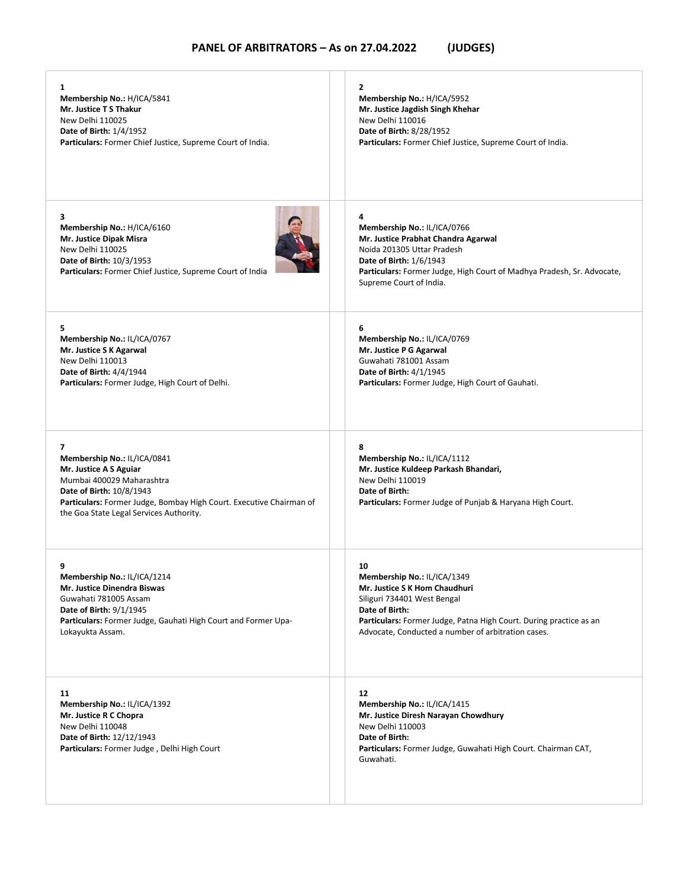# PANEL OF ARBITRATORS – As on 27.04.2022 (JUDGES)

**1**
**Membership No.:** H/ICA/5841
**Mr. Justice T S Thakur**
New Delhi 110025
**Date of Birth:** 1/4/1952
**Particulars:** Former Chief Justice, Supreme Court of India.

**2**
**Membership No.:** H/ICA/5952
**Mr. Justice Jagdish Singh Khehar**
New Delhi 110016
**Date of Birth:** 8/28/1952
**Particulars:** Former Chief Justice, Supreme Court of India.

**3**
**Membership No.:** H/ICA/6160
**Mr. Justice Dipak Misra**
New Delhi 110025
**Date of Birth:** 10/3/1953
**Particulars:** Former Chief Justice, Supreme Court of India

**4**
**Membership No.:** IL/ICA/0766
**Mr. Justice Prabhat Chandra Agarwal**
Noida 201305 Uttar Pradesh
**Date of Birth:** 1/6/1943
**Particulars:** Former Judge, High Court of Madhya Pradesh, Sr. Advocate, Supreme Court of India.

**5**
**Membership No.:** IL/ICA/0767
**Mr. Justice S K Agarwal**
New Delhi 110013
**Date of Birth:** 4/4/1944
**Particulars:** Former Judge, High Court of Delhi.

**6**
**Membership No.:** IL/ICA/0769
**Mr. Justice P G Agarwal**
Guwahati 781001 Assam
**Date of Birth:** 4/1/1945
**Particulars:** Former Judge, High Court of Gauhati.

**7**
**Membership No.:** IL/ICA/0841
**Mr. Justice A S Aguiar**
Mumbai 400029 Maharashtra
**Date of Birth:** 10/8/1943
**Particulars:** Former Judge, Bombay High Court. Executive Chairman of the Goa State Legal Services Authority.

**8**
**Membership No.:** IL/ICA/1112
**Mr. Justice Kuldeep Parkash Bhandari,**
New Delhi 110019
**Date of Birth:**
**Particulars:** Former Judge of Punjab & Haryana High Court.

**9**
**Membership No.:** IL/ICA/1214
**Mr. Justice Dinendra Biswas**
Guwahati 781005 Assam
**Date of Birth:** 9/1/1945
**Particulars:** Former Judge, Gauhati High Court and Former Upa-Lokayukta Assam.

**10**
**Membership No.:** IL/ICA/1349
**Mr. Justice S K Hom Chaudhuri**
Siliguri 734401 West Bengal
**Date of Birth:**
**Particulars:** Former Judge, Patna High Court. During practice as an Advocate, Conducted a number of arbitration cases.

**11**
**Membership No.:** IL/ICA/1392
**Mr. Justice R C Chopra**
New Delhi 110048
**Date of Birth:** 12/12/1943
**Particulars:** Former Judge , Delhi High Court

**12**
**Membership No.:** IL/ICA/1415
**Mr. Justice Diresh Narayan Chowdhury**
New Delhi 110003
**Date of Birth:**
**Particulars:** Former Judge, Guwahati High Court. Chairman CAT, Guwahati.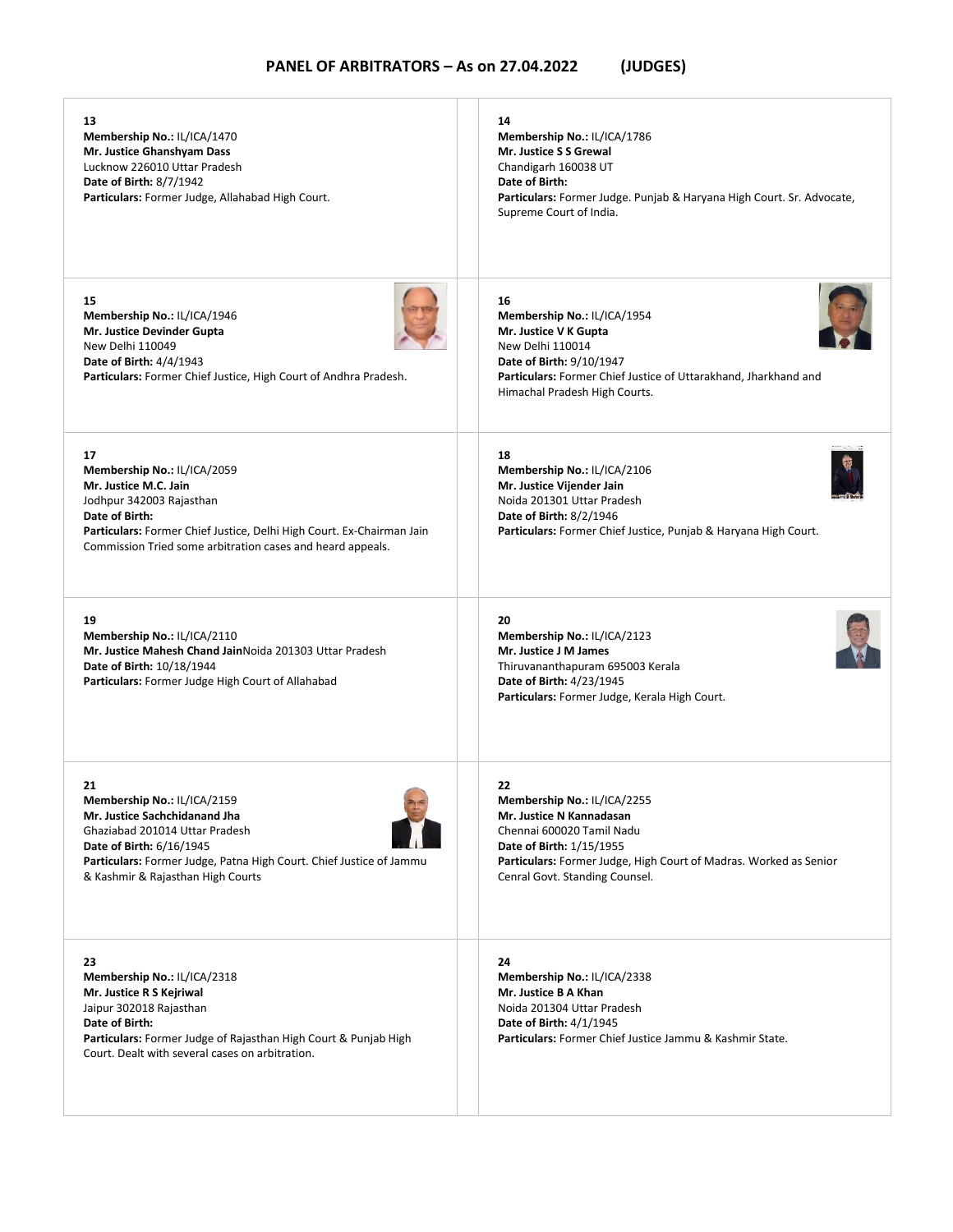# PANEL OF ARBITRATORS – As on 27.04.2022 (JUDGES)

**13**
**Membership No.:** IL/ICA/1470
**Mr. Justice Ghanshyam Dass**
Lucknow 226010 Uttar Pradesh
**Date of Birth:** 8/7/1942
**Particulars:** Former Judge, Allahabad High Court.

**14**
**Membership No.:** IL/ICA/1786
**Mr. Justice S S Grewal**
Chandigarh 160038 UT
**Date of Birth:**
**Particulars:** Former Judge. Punjab & Haryana High Court. Sr. Advocate, Supreme Court of India.

**15**
**Membership No.:** IL/ICA/1946
**Mr. Justice Devinder Gupta**
New Delhi 110049
**Date of Birth:** 4/4/1943
**Particulars:** Former Chief Justice, High Court of Andhra Pradesh.

**16**
**Membership No.:** IL/ICA/1954
**Mr. Justice V K Gupta**
New Delhi 110014
**Date of Birth:** 9/10/1947
**Particulars:** Former Chief Justice of Uttarakhand, Jharkhand and Himachal Pradesh High Courts.

**17**
**Membership No.:** IL/ICA/2059
**Mr. Justice M.C. Jain**
Jodhpur 342003 Rajasthan
**Date of Birth:**
**Particulars:** Former Chief Justice, Delhi High Court. Ex-Chairman Jain Commission Tried some arbitration cases and heard appeals.

**18**
**Membership No.:** IL/ICA/2106
**Mr. Justice Vijender Jain**
Noida 201301 Uttar Pradesh
**Date of Birth:** 8/2/1946
**Particulars:** Former Chief Justice, Punjab & Haryana High Court.

**19**
**Membership No.:** IL/ICA/2110
**Mr. Justice Mahesh Chand Jain**Noida 201303 Uttar Pradesh
**Date of Birth:** 10/18/1944
**Particulars:** Former Judge High Court of Allahabad

**20**
**Membership No.:** IL/ICA/2123
**Mr. Justice J M James**
Thiruvananthapuram 695003 Kerala
**Date of Birth:** 4/23/1945
**Particulars:** Former Judge, Kerala High Court.

**21**
**Membership No.:** IL/ICA/2159
**Mr. Justice Sachchidanand Jha**
Ghaziabad 201014 Uttar Pradesh
**Date of Birth:** 6/16/1945
**Particulars:** Former Judge, Patna High Court. Chief Justice of Jammu & Kashmir & Rajasthan High Courts

**22**
**Membership No.:** IL/ICA/2255
**Mr. Justice N Kannadasan**
Chennai 600020 Tamil Nadu
**Date of Birth:** 1/15/1955
**Particulars:** Former Judge, High Court of Madras. Worked as Senior Cenral Govt. Standing Counsel.

**23**
**Membership No.:** IL/ICA/2318
**Mr. Justice R S Kejriwal**
Jaipur 302018 Rajasthan
**Date of Birth:**
**Particulars:** Former Judge of Rajasthan High Court & Punjab High Court. Dealt with several cases on arbitration.

**24**
**Membership No.:** IL/ICA/2338
**Mr. Justice B A Khan**
Noida 201304 Uttar Pradesh
**Date of Birth:** 4/1/1945
**Particulars:** Former Chief Justice Jammu & Kashmir State.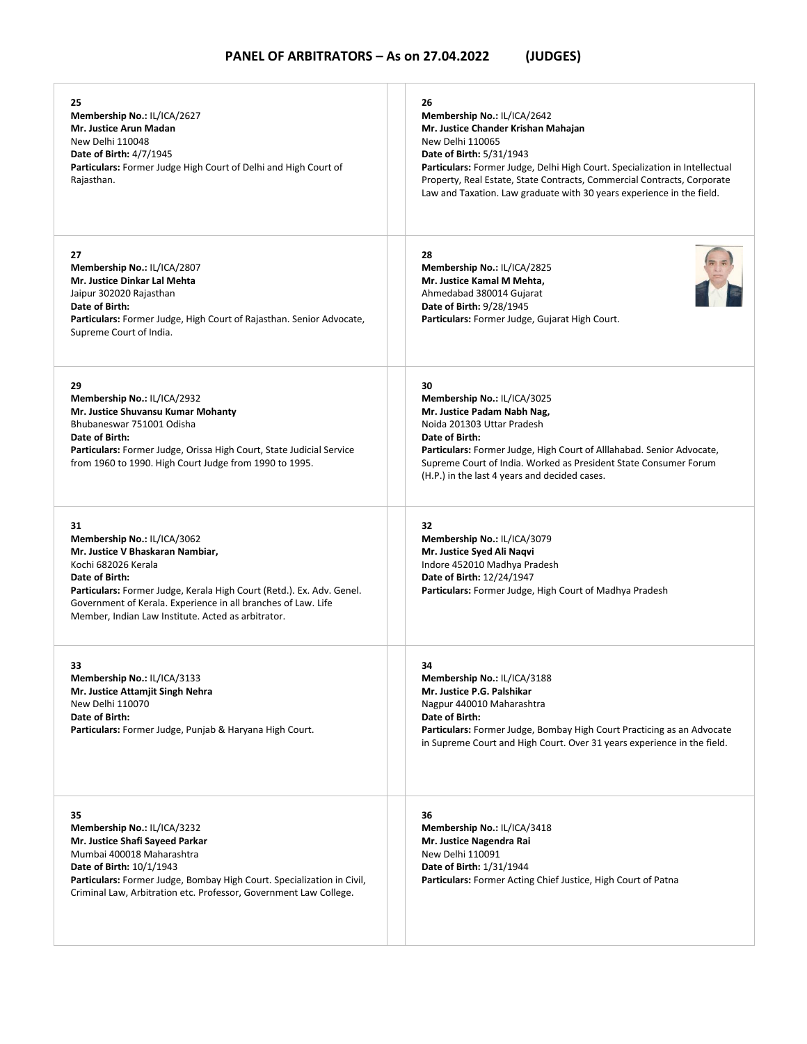## PANEL OF ARBITRATORS – As on 27.04.2022 (JUDGES)

**25**
**Membership No.:** IL/ICA/2627
**Mr. Justice Arun Madan**
New Delhi 110048
**Date of Birth:** 4/7/1945
**Particulars:** Former Judge High Court of Delhi and High Court of Rajasthan.

**26**
**Membership No.:** IL/ICA/2642
**Mr. Justice Chander Krishan Mahajan**
New Delhi 110065
**Date of Birth:** 5/31/1943
**Particulars:** Former Judge, Delhi High Court. Specialization in Intellectual Property, Real Estate, State Contracts, Commercial Contracts, Corporate Law and Taxation. Law graduate with 30 years experience in the field.

**27**
**Membership No.:** IL/ICA/2807
**Mr. Justice Dinkar Lal Mehta**
Jaipur 302020 Rajasthan
**Date of Birth:**
**Particulars:** Former Judge, High Court of Rajasthan. Senior Advocate, Supreme Court of India.

**28**
**Membership No.:** IL/ICA/2825
**Mr. Justice Kamal M Mehta,**
Ahmedabad 380014 Gujarat
**Date of Birth:** 9/28/1945
**Particulars:** Former Judge, Gujarat High Court.

**29**
**Membership No.:** IL/ICA/2932
**Mr. Justice Shuvansu Kumar Mohanty**
Bhubaneswar 751001 Odisha
**Date of Birth:**
**Particulars:** Former Judge, Orissa High Court, State Judicial Service from 1960 to 1990. High Court Judge from 1990 to 1995.

**30**
**Membership No.:** IL/ICA/3025
**Mr. Justice Padam Nabh Nag,**
Noida 201303 Uttar Pradesh
**Date of Birth:**
**Particulars:** Former Judge, High Court of Alllahabad. Senior Advocate, Supreme Court of India. Worked as President State Consumer Forum (H.P.) in the last 4 years and decided cases.

**31**
**Membership No.:** IL/ICA/3062
**Mr. Justice V Bhaskaran Nambiar,**
Kochi 682026 Kerala
**Date of Birth:**
**Particulars:** Former Judge, Kerala High Court (Retd.). Ex. Adv. Genel. Government of Kerala. Experience in all branches of Law. Life Member, Indian Law Institute. Acted as arbitrator.

**32**
**Membership No.:** IL/ICA/3079
**Mr. Justice Syed Ali Naqvi**
Indore 452010 Madhya Pradesh
**Date of Birth:** 12/24/1947
**Particulars:** Former Judge, High Court of Madhya Pradesh

**33**
**Membership No.:** IL/ICA/3133
**Mr. Justice Attamjit Singh Nehra**
New Delhi 110070
**Date of Birth:**
**Particulars:** Former Judge, Punjab & Haryana High Court.

**34**
**Membership No.:** IL/ICA/3188
**Mr. Justice P.G. Palshikar**
Nagpur 440010 Maharashtra
**Date of Birth:**
**Particulars:** Former Judge, Bombay High Court Practicing as an Advocate in Supreme Court and High Court. Over 31 years experience in the field.

**35**
**Membership No.:** IL/ICA/3232
**Mr. Justice Shafi Sayeed Parkar**
Mumbai 400018 Maharashtra
**Date of Birth:** 10/1/1943
**Particulars:** Former Judge, Bombay High Court. Specialization in Civil, Criminal Law, Arbitration etc. Professor, Government Law College.

**36**
**Membership No.:** IL/ICA/3418
**Mr. Justice Nagendra Rai**
New Delhi 110091
**Date of Birth:** 1/31/1944
**Particulars:** Former Acting Chief Justice, High Court of Patna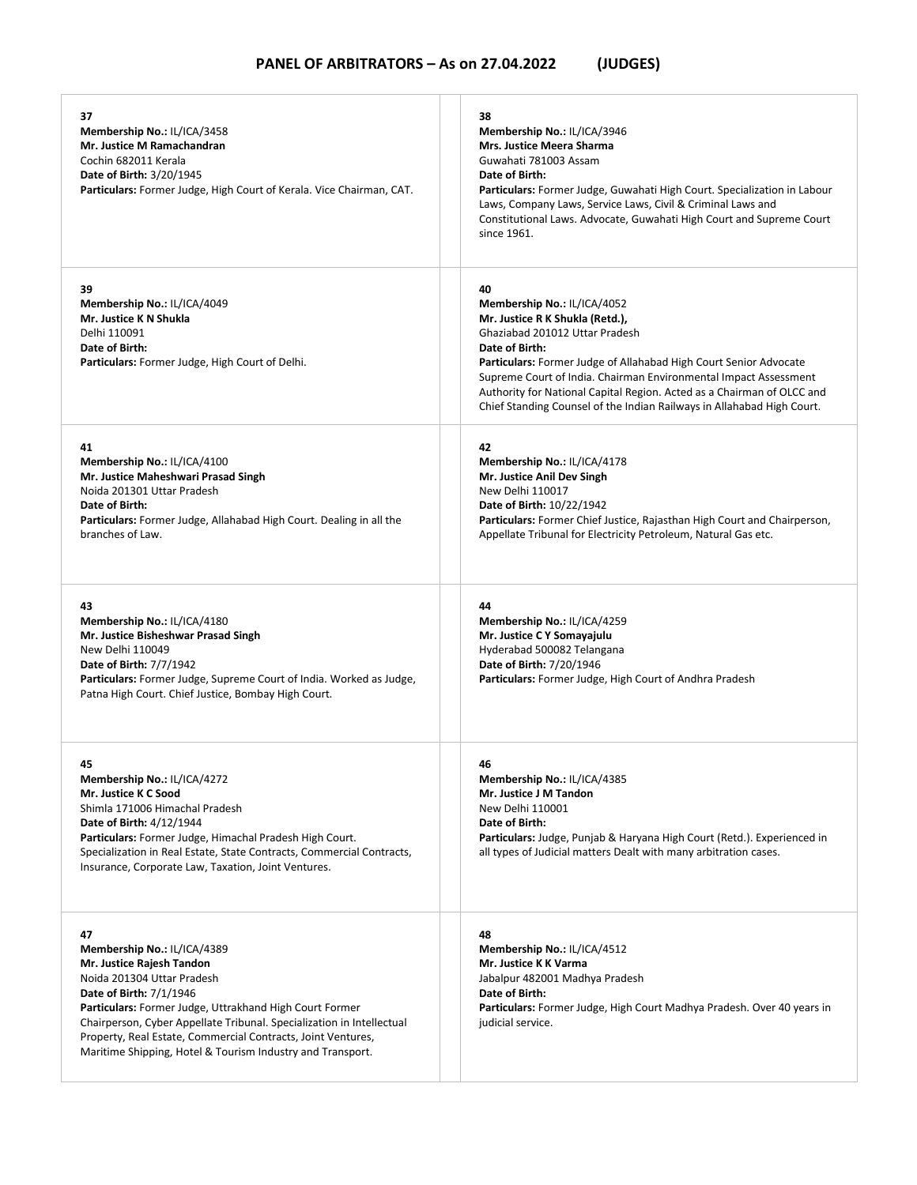## PANEL OF ARBITRATORS – As on 27.04.2022 (JUDGES)

**37**
**Membership No.:** IL/ICA/3458
**Mr. Justice M Ramachandran**
Cochin 682011 Kerala
**Date of Birth:** 3/20/1945
**Particulars:** Former Judge, High Court of Kerala. Vice Chairman, CAT.

**38**
**Membership No.:** IL/ICA/3946
**Mrs. Justice Meera Sharma**
Guwahati 781003 Assam
**Date of Birth:**
**Particulars:** Former Judge, Guwahati High Court. Specialization in Labour Laws, Company Laws, Service Laws, Civil & Criminal Laws and Constitutional Laws. Advocate, Guwahati High Court and Supreme Court since 1961.

**39**
**Membership No.:** IL/ICA/4049
**Mr. Justice K N Shukla**
Delhi 110091
**Date of Birth:**
**Particulars:** Former Judge, High Court of Delhi.

**40**
**Membership No.:** IL/ICA/4052
**Mr. Justice R K Shukla (Retd.),**
Ghaziabad 201012 Uttar Pradesh
**Date of Birth:**
**Particulars:** Former Judge of Allahabad High Court Senior Advocate Supreme Court of India. Chairman Environmental Impact Assessment Authority for National Capital Region. Acted as a Chairman of OLCC and Chief Standing Counsel of the Indian Railways in Allahabad High Court.

**41**
**Membership No.:** IL/ICA/4100
**Mr. Justice Maheshwari Prasad Singh**
Noida 201301 Uttar Pradesh
**Date of Birth:**
**Particulars:** Former Judge, Allahabad High Court. Dealing in all the branches of Law.

**42**
**Membership No.:** IL/ICA/4178
**Mr. Justice Anil Dev Singh**
New Delhi 110017
**Date of Birth:** 10/22/1942
**Particulars:** Former Chief Justice, Rajasthan High Court and Chairperson, Appellate Tribunal for Electricity Petroleum, Natural Gas etc.

**43**
**Membership No.:** IL/ICA/4180
**Mr. Justice Bisheshwar Prasad Singh**
New Delhi 110049
**Date of Birth:** 7/7/1942
**Particulars:** Former Judge, Supreme Court of India. Worked as Judge, Patna High Court. Chief Justice, Bombay High Court.

**44**
**Membership No.:** IL/ICA/4259
**Mr. Justice C Y Somayajulu**
Hyderabad 500082 Telangana
**Date of Birth:** 7/20/1946
**Particulars:** Former Judge, High Court of Andhra Pradesh

**45**
**Membership No.:** IL/ICA/4272
**Mr. Justice K C Sood**
Shimla 171006 Himachal Pradesh
**Date of Birth:** 4/12/1944
**Particulars:** Former Judge, Himachal Pradesh High Court. Specialization in Real Estate, State Contracts, Commercial Contracts, Insurance, Corporate Law, Taxation, Joint Ventures.

**46**
**Membership No.:** IL/ICA/4385
**Mr. Justice J M Tandon**
New Delhi 110001
**Date of Birth:**
**Particulars:** Judge, Punjab & Haryana High Court (Retd.). Experienced in all types of Judicial matters Dealt with many arbitration cases.

**47**
**Membership No.:** IL/ICA/4389
**Mr. Justice Rajesh Tandon**
Noida 201304 Uttar Pradesh
**Date of Birth:** 7/1/1946
**Particulars:** Former Judge, Uttrakhand High Court Former Chairperson, Cyber Appellate Tribunal. Specialization in Intellectual Property, Real Estate, Commercial Contracts, Joint Ventures, Maritime Shipping, Hotel & Tourism Industry and Transport.

**48**
**Membership No.:** IL/ICA/4512
**Mr. Justice K K Varma**
Jabalpur 482001 Madhya Pradesh
**Date of Birth:**
**Particulars:** Former Judge, High Court Madhya Pradesh. Over 40 years in judicial service.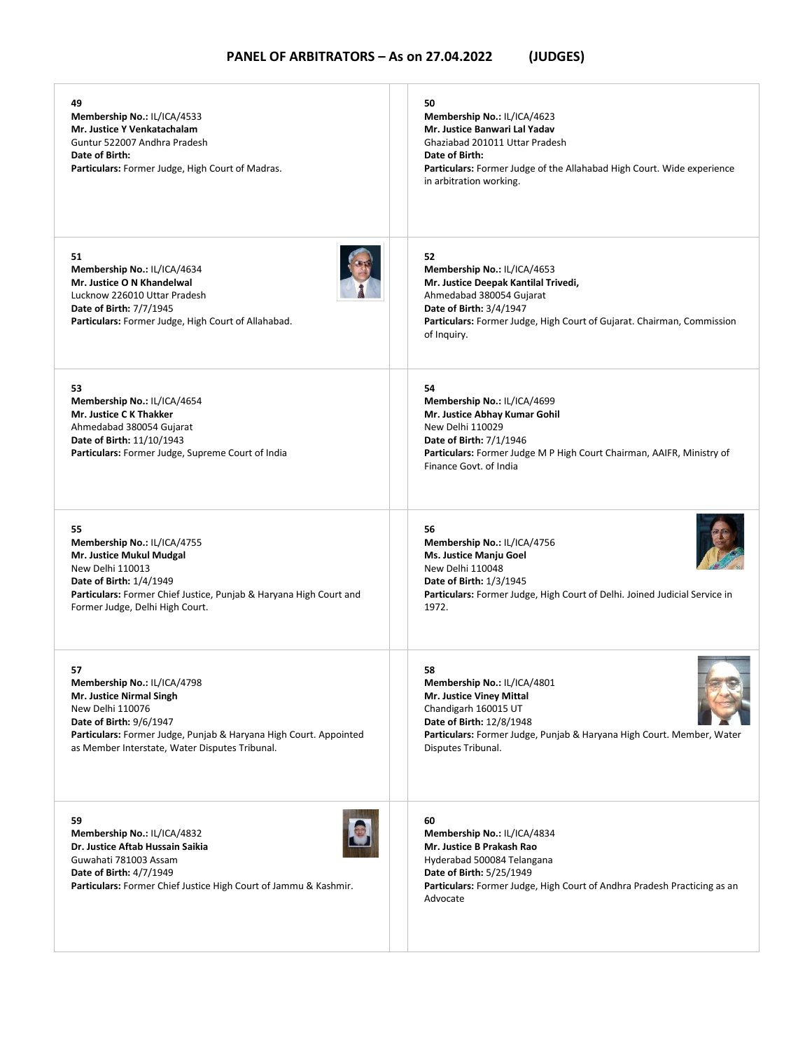# PANEL OF ARBITRATORS – As on 27.04.2022 (JUDGES)

**49**
**Membership No.:** IL/ICA/4533
**Mr. Justice Y Venkatachalam**
Guntur 522007 Andhra Pradesh
**Date of Birth:**
**Particulars:** Former Judge, High Court of Madras.

**50**
**Membership No.:** IL/ICA/4623
**Mr. Justice Banwari Lal Yadav**
Ghaziabad 201011 Uttar Pradesh
**Date of Birth:**
**Particulars:** Former Judge of the Allahabad High Court. Wide experience in arbitration working.

**51**
**Membership No.:** IL/ICA/4634
**Mr. Justice O N Khandelwal**
Lucknow 226010 Uttar Pradesh
**Date of Birth:** 7/7/1945
**Particulars:** Former Judge, High Court of Allahabad.

**52**
**Membership No.:** IL/ICA/4653
**Mr. Justice Deepak Kantilal Trivedi,**
Ahmedabad 380054 Gujarat
**Date of Birth:** 3/4/1947
**Particulars:** Former Judge, High Court of Gujarat. Chairman, Commission of Inquiry.

**53**
**Membership No.:** IL/ICA/4654
**Mr. Justice C K Thakker**
Ahmedabad 380054 Gujarat
**Date of Birth:** 11/10/1943
**Particulars:** Former Judge, Supreme Court of India

**54**
**Membership No.:** IL/ICA/4699
**Mr. Justice Abhay Kumar Gohil**
New Delhi 110029
**Date of Birth:** 7/1/1946
**Particulars:** Former Judge M P High Court Chairman, AAIFR, Ministry of Finance Govt. of India

**55**
**Membership No.:** IL/ICA/4755
**Mr. Justice Mukul Mudgal**
New Delhi 110013
**Date of Birth:** 1/4/1949
**Particulars:** Former Chief Justice, Punjab & Haryana High Court and Former Judge, Delhi High Court.

**56**
**Membership No.:** IL/ICA/4756
**Ms. Justice Manju Goel**
New Delhi 110048
**Date of Birth:** 1/3/1945
**Particulars:** Former Judge, High Court of Delhi. Joined Judicial Service in 1972.

**57**
**Membership No.:** IL/ICA/4798
**Mr. Justice Nirmal Singh**
New Delhi 110076
**Date of Birth:** 9/6/1947
**Particulars:** Former Judge, Punjab & Haryana High Court. Appointed as Member Interstate, Water Disputes Tribunal.

**58**
**Membership No.:** IL/ICA/4801
**Mr. Justice Viney Mittal**
Chandigarh 160015 UT
**Date of Birth:** 12/8/1948
**Particulars:** Former Judge, Punjab & Haryana High Court. Member, Water Disputes Tribunal.

**59**
**Membership No.:** IL/ICA/4832
**Dr. Justice Aftab Hussain Saikia**
Guwahati 781003 Assam
**Date of Birth:** 4/7/1949
**Particulars:** Former Chief Justice High Court of Jammu & Kashmir.

**60**
**Membership No.:** IL/ICA/4834
**Mr. Justice B Prakash Rao**
Hyderabad 500084 Telangana
**Date of Birth:** 5/25/1949
**Particulars:** Former Judge, High Court of Andhra Pradesh Practicing as an Advocate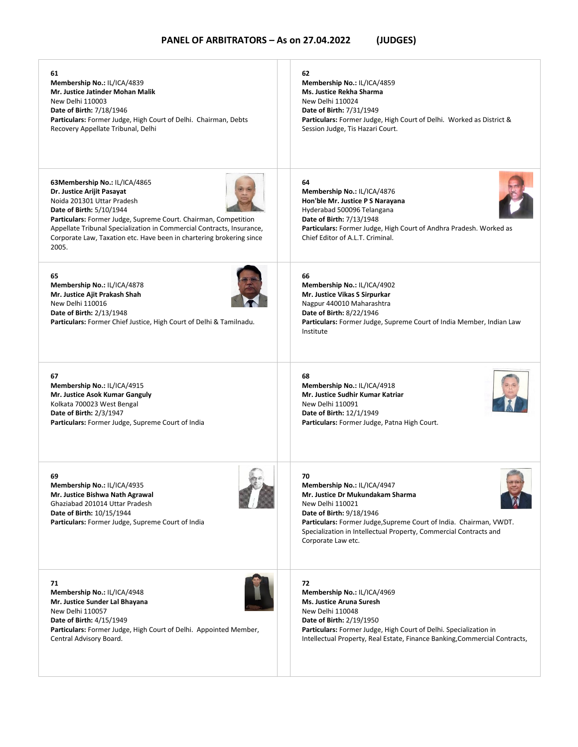## PANEL OF ARBITRATORS – As on 27.04.2022 (JUDGES)

**61**
**Membership No.:** IL/ICA/4839
**Mr. Justice Jatinder Mohan Malik**
New Delhi 110003
**Date of Birth:** 7/18/1946
**Particulars:** Former Judge, High Court of Delhi. Chairman, Debts Recovery Appellate Tribunal, Delhi

**62**
**Membership No.:** IL/ICA/4859
**Ms. Justice Rekha Sharma**
New Delhi 110024
**Date of Birth:** 7/31/1949
**Particulars:** Former Judge, High Court of Delhi. Worked as District & Session Judge, Tis Hazari Court.

**63Membership No.:** IL/ICA/4865
**Dr. Justice Arijit Pasayat**
Noida 201301 Uttar Pradesh
**Date of Birth:** 5/10/1944
**Particulars:** Former Judge, Supreme Court. Chairman, Competition Appellate Tribunal Specialization in Commercial Contracts, Insurance, Corporate Law, Taxation etc. Have been in chartering brokering since 2005.

**64**
**Membership No.:** IL/ICA/4876
**Hon'ble Mr. Justice P S Narayana**
Hyderabad 500096 Telangana
**Date of Birth:** 7/13/1948
**Particulars:** Former Judge, High Court of Andhra Pradesh. Worked as Chief Editor of A.L.T. Criminal.

**65**
**Membership No.:** IL/ICA/4878
**Mr. Justice Ajit Prakash Shah**
New Delhi 110016
**Date of Birth:** 2/13/1948
**Particulars:** Former Chief Justice, High Court of Delhi & Tamilnadu.

**66**
**Membership No.:** IL/ICA/4902
**Mr. Justice Vikas S Sirpurkar**
Nagpur 440010 Maharashtra
**Date of Birth:** 8/22/1946
**Particulars:** Former Judge, Supreme Court of India Member, Indian Law Institute

**67**
**Membership No.:** IL/ICA/4915
**Mr. Justice Asok Kumar Ganguly**
Kolkata 700023 West Bengal
**Date of Birth:** 2/3/1947
**Particulars:** Former Judge, Supreme Court of India

**68**
**Membership No.:** IL/ICA/4918
**Mr. Justice Sudhir Kumar Katriar**
New Delhi 110091
**Date of Birth:** 12/1/1949
**Particulars:** Former Judge, Patna High Court.

**69**
**Membership No.:** IL/ICA/4935
**Mr. Justice Bishwa Nath Agrawal**
Ghaziabad 201014 Uttar Pradesh
**Date of Birth:** 10/15/1944
**Particulars:** Former Judge, Supreme Court of India

**70**
**Membership No.:** IL/ICA/4947
**Mr. Justice Dr Mukundakam Sharma**
New Delhi 110021
**Date of Birth:** 9/18/1946
**Particulars:** Former Judge,Supreme Court of India. Chairman, VWDT. Specialization in Intellectual Property, Commercial Contracts and Corporate Law etc.

**71**
**Membership No.:** IL/ICA/4948
**Mr. Justice Sunder Lal Bhayana**
New Delhi 110057
**Date of Birth:** 4/15/1949
**Particulars:** Former Judge, High Court of Delhi. Appointed Member, Central Advisory Board.

**72**
**Membership No.:** IL/ICA/4969
**Ms. Justice Aruna Suresh**
New Delhi 110048
**Date of Birth:** 2/19/1950
**Particulars:** Former Judge, High Court of Delhi. Specialization in Intellectual Property, Real Estate, Finance Banking,Commercial Contracts,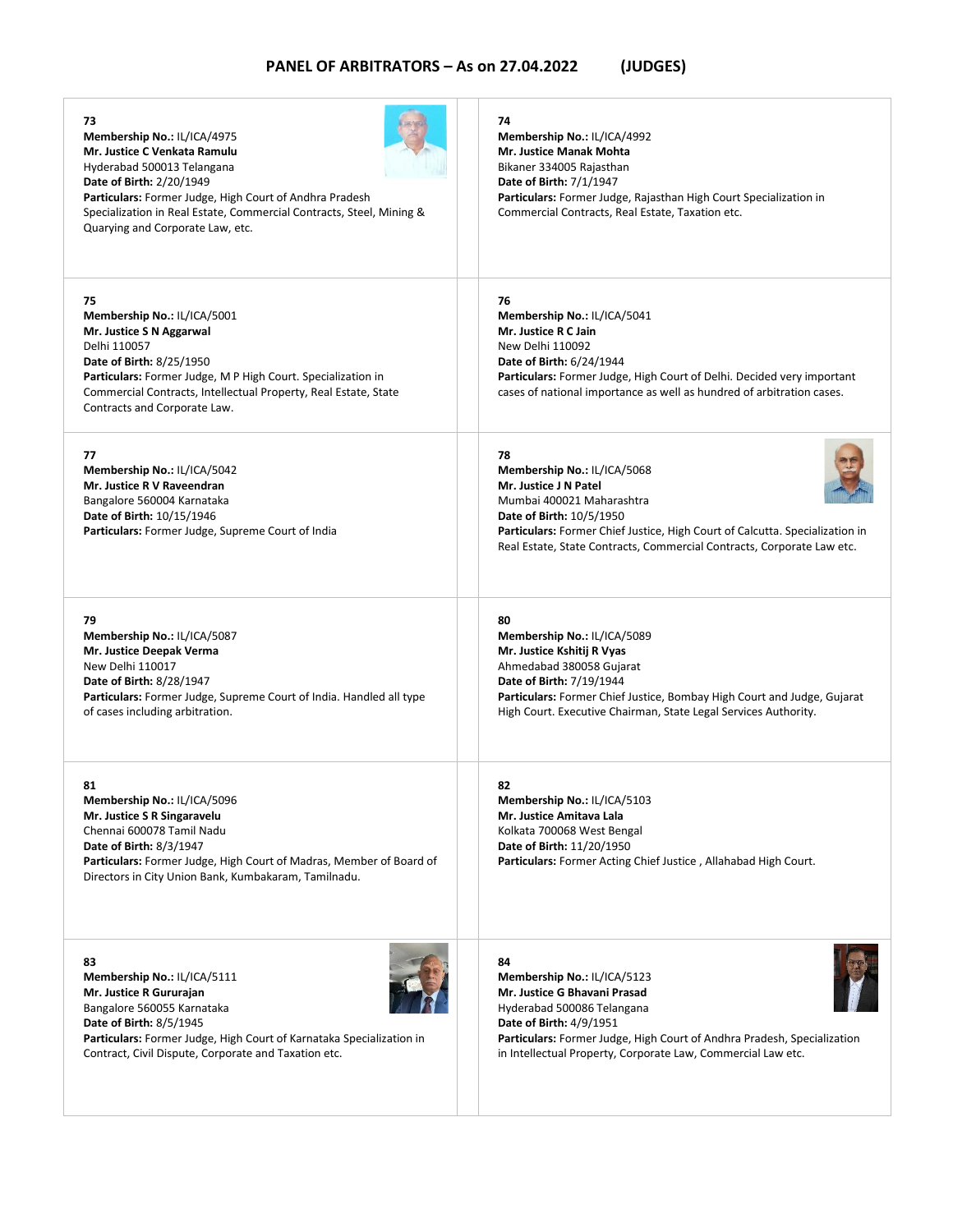# PANEL OF ARBITRATORS – As on 27.04.2022 (JUDGES)

**73**
**Membership No.:** IL/ICA/4975
**Mr. Justice C Venkata Ramulu**
Hyderabad 500013 Telangana
**Date of Birth:** 2/20/1949
**Particulars:** Former Judge, High Court of Andhra Pradesh Specialization in Real Estate, Commercial Contracts, Steel, Mining & Quarying and Corporate Law, etc.

**74**
**Membership No.:** IL/ICA/4992
**Mr. Justice Manak Mohta**
Bikaner 334005 Rajasthan
**Date of Birth:** 7/1/1947
**Particulars:** Former Judge, Rajasthan High Court Specialization in Commercial Contracts, Real Estate, Taxation etc.

**75**
**Membership No.:** IL/ICA/5001
**Mr. Justice S N Aggarwal**
Delhi 110057
**Date of Birth:** 8/25/1950
**Particulars:** Former Judge, M P High Court. Specialization in Commercial Contracts, Intellectual Property, Real Estate, State Contracts and Corporate Law.

**76**
**Membership No.:** IL/ICA/5041
**Mr. Justice R C Jain**
New Delhi 110092
**Date of Birth:** 6/24/1944
**Particulars:** Former Judge, High Court of Delhi. Decided very important cases of national importance as well as hundred of arbitration cases.

**77**
**Membership No.:** IL/ICA/5042
**Mr. Justice R V Raveendran**
Bangalore 560004 Karnataka
**Date of Birth:** 10/15/1946
**Particulars:** Former Judge, Supreme Court of India

**78**
**Membership No.:** IL/ICA/5068
**Mr. Justice J N Patel**
Mumbai 400021 Maharashtra
**Date of Birth:** 10/5/1950
**Particulars:** Former Chief Justice, High Court of Calcutta. Specialization in Real Estate, State Contracts, Commercial Contracts, Corporate Law etc.

**79**
**Membership No.:** IL/ICA/5087
**Mr. Justice Deepak Verma**
New Delhi 110017
**Date of Birth:** 8/28/1947
**Particulars:** Former Judge, Supreme Court of India. Handled all type of cases including arbitration.

**80**
**Membership No.:** IL/ICA/5089
**Mr. Justice Kshitij R Vyas**
Ahmedabad 380058 Gujarat
**Date of Birth:** 7/19/1944
**Particulars:** Former Chief Justice, Bombay High Court and Judge, Gujarat High Court. Executive Chairman, State Legal Services Authority.

**81**
**Membership No.:** IL/ICA/5096
**Mr. Justice S R Singaravelu**
Chennai 600078 Tamil Nadu
**Date of Birth:** 8/3/1947
**Particulars:** Former Judge, High Court of Madras, Member of Board of Directors in City Union Bank, Kumbakaram, Tamilnadu.

**82**
**Membership No.:** IL/ICA/5103
**Mr. Justice Amitava Lala**
Kolkata 700068 West Bengal
**Date of Birth:** 11/20/1950
**Particulars:** Former Acting Chief Justice , Allahabad High Court.

**83**
**Membership No.:** IL/ICA/5111
**Mr. Justice R Gururajan**
Bangalore 560055 Karnataka
**Date of Birth:** 8/5/1945
**Particulars:** Former Judge, High Court of Karnataka Specialization in Contract, Civil Dispute, Corporate and Taxation etc.

**84**
**Membership No.:** IL/ICA/5123
**Mr. Justice G Bhavani Prasad**
Hyderabad 500086 Telangana
**Date of Birth:** 4/9/1951
**Particulars:** Former Judge, High Court of Andhra Pradesh, Specialization in Intellectual Property, Corporate Law, Commercial Law etc.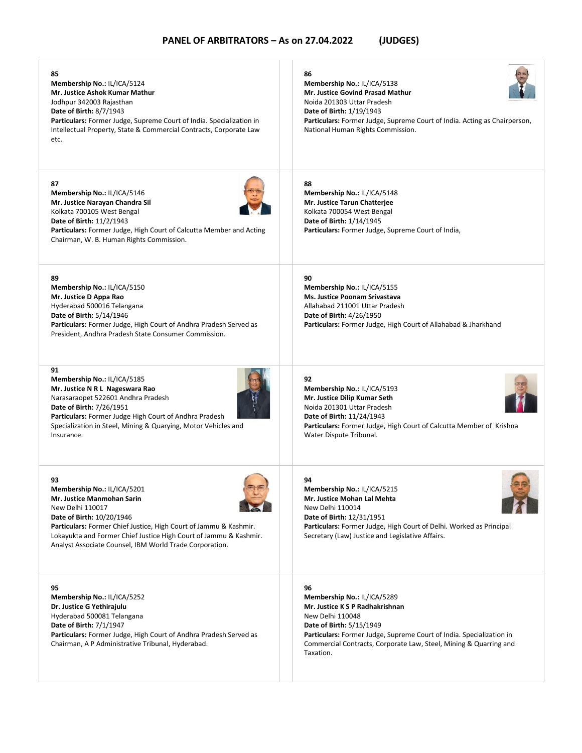# PANEL OF ARBITRATORS – As on 27.04.2022 (JUDGES)

**85**
**Membership No.:** IL/ICA/5124
**Mr. Justice Ashok Kumar Mathur**
Jodhpur 342003 Rajasthan
**Date of Birth:** 8/7/1943
**Particulars:** Former Judge, Supreme Court of India. Specialization in Intellectual Property, State & Commercial Contracts, Corporate Law etc.

**86**
**Membership No.:** IL/ICA/5138
**Mr. Justice Govind Prasad Mathur**
Noida 201303 Uttar Pradesh
**Date of Birth:** 1/19/1943
**Particulars:** Former Judge, Supreme Court of India. Acting as Chairperson, National Human Rights Commission.

**87**
**Membership No.:** IL/ICA/5146
**Mr. Justice Narayan Chandra Sil**
Kolkata 700105 West Bengal
**Date of Birth:** 11/2/1943
**Particulars:** Former Judge, High Court of Calcutta Member and Acting Chairman, W. B. Human Rights Commission.

**88**
**Membership No.:** IL/ICA/5148
**Mr. Justice Tarun Chatterjee**
Kolkata 700054 West Bengal
**Date of Birth:** 1/14/1945
**Particulars:** Former Judge, Supreme Court of India,

**89**
**Membership No.:** IL/ICA/5150
**Mr. Justice D Appa Rao**
Hyderabad 500016 Telangana
**Date of Birth:** 5/14/1946
**Particulars:** Former Judge, High Court of Andhra Pradesh Served as President, Andhra Pradesh State Consumer Commission.

**90**
**Membership No.:** IL/ICA/5155
**Ms. Justice Poonam Srivastava**
Allahabad 211001 Uttar Pradesh
**Date of Birth:** 4/26/1950
**Particulars:** Former Judge, High Court of Allahabad & Jharkhand

**91**
**Membership No.:** IL/ICA/5185
**Mr. Justice N R L Nageswara Rao**
Narasaraopet 522601 Andhra Pradesh
**Date of Birth:** 7/26/1951
**Particulars:** Former Judge High Court of Andhra Pradesh Specialization in Steel, Mining & Quarying, Motor Vehicles and Insurance.

**92**
**Membership No.:** IL/ICA/5193
**Mr. Justice Dilip Kumar Seth**
Noida 201301 Uttar Pradesh
**Date of Birth:** 11/24/1943
**Particulars:** Former Judge, High Court of Calcutta Member of Krishna Water Dispute Tribunal.

**93**
**Membership No.:** IL/ICA/5201
**Mr. Justice Manmohan Sarin**
New Delhi 110017
**Date of Birth:** 10/20/1946
**Particulars:** Former Chief Justice, High Court of Jammu & Kashmir. Lokayukta and Former Chief Justice High Court of Jammu & Kashmir. Analyst Associate Counsel, IBM World Trade Corporation.

**94**
**Membership No.:** IL/ICA/5215
**Mr. Justice Mohan Lal Mehta**
New Delhi 110014
**Date of Birth:** 12/31/1951
**Particulars:** Former Judge, High Court of Delhi. Worked as Principal Secretary (Law) Justice and Legislative Affairs.

**95**
**Membership No.:** IL/ICA/5252
**Dr. Justice G Yethirajulu**
Hyderabad 500081 Telangana
**Date of Birth:** 7/1/1947
**Particulars:** Former Judge, High Court of Andhra Pradesh Served as Chairman, A P Administrative Tribunal, Hyderabad.

**96**
**Membership No.:** IL/ICA/5289
**Mr. Justice K S P Radhakrishnan**
New Delhi 110048
**Date of Birth:** 5/15/1949
**Particulars:** Former Judge, Supreme Court of India. Specialization in Commercial Contracts, Corporate Law, Steel, Mining & Quarring and Taxation.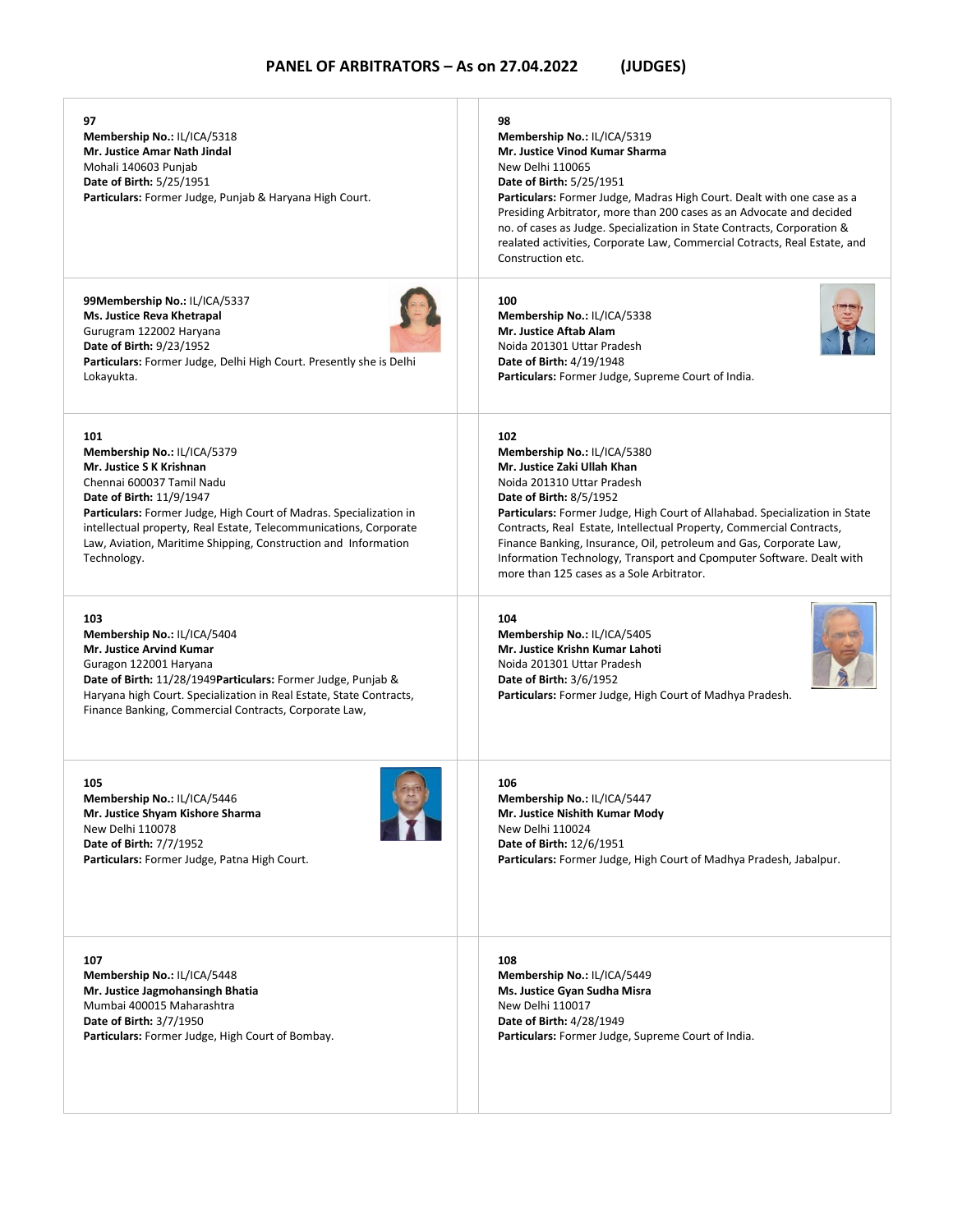# PANEL OF ARBITRATORS – As on 27.04.2022 (JUDGES)

**97**
**Membership No.:** IL/ICA/5318
**Mr. Justice Amar Nath Jindal**
Mohali 140603 Punjab
**Date of Birth:** 5/25/1951
**Particulars:** Former Judge, Punjab & Haryana High Court.

**98**
**Membership No.:** IL/ICA/5319
**Mr. Justice Vinod Kumar Sharma**
New Delhi 110065
**Date of Birth:** 5/25/1951
**Particulars:** Former Judge, Madras High Court. Dealt with one case as a Presiding Arbitrator, more than 200 cases as an Advocate and decided no. of cases as Judge. Specialization in State Contracts, Corporation & realated activities, Corporate Law, Commercial Cotracts, Real Estate, and Construction etc.

**99Membership No.:** IL/ICA/5337
**Ms. Justice Reva Khetrapal**
Gurugram 122002 Haryana
**Date of Birth:** 9/23/1952
**Particulars:** Former Judge, Delhi High Court. Presently she is Delhi Lokayukta.

**100**
**Membership No.:** IL/ICA/5338
**Mr. Justice Aftab Alam**
Noida 201301 Uttar Pradesh
**Date of Birth:** 4/19/1948
**Particulars:** Former Judge, Supreme Court of India.

**101**
**Membership No.:** IL/ICA/5379
**Mr. Justice S K Krishnan**
Chennai 600037 Tamil Nadu
**Date of Birth:** 11/9/1947
**Particulars:** Former Judge, High Court of Madras. Specialization in intellectual property, Real Estate, Telecommunications, Corporate Law, Aviation, Maritime Shipping, Construction and Information Technology.

**102**
**Membership No.:** IL/ICA/5380
**Mr. Justice Zaki Ullah Khan**
Noida 201310 Uttar Pradesh
**Date of Birth:** 8/5/1952
**Particulars:** Former Judge, High Court of Allahabad. Specialization in State Contracts, Real Estate, Intellectual Property, Commercial Contracts, Finance Banking, Insurance, Oil, petroleum and Gas, Corporate Law, Information Technology, Transport and Cpomputer Software. Dealt with more than 125 cases as a Sole Arbitrator.

**103**
**Membership No.:** IL/ICA/5404
**Mr. Justice Arvind Kumar**
Guragon 122001 Haryana
**Date of Birth:** 11/28/1949**Particulars:** Former Judge, Punjab & Haryana high Court. Specialization in Real Estate, State Contracts, Finance Banking, Commercial Contracts, Corporate Law,

**104**
**Membership No.:** IL/ICA/5405
**Mr. Justice Krishn Kumar Lahoti**
Noida 201301 Uttar Pradesh
**Date of Birth:** 3/6/1952
**Particulars:** Former Judge, High Court of Madhya Pradesh.

**105**
**Membership No.:** IL/ICA/5446
**Mr. Justice Shyam Kishore Sharma**
New Delhi 110078
**Date of Birth:** 7/7/1952
**Particulars:** Former Judge, Patna High Court.

**106**
**Membership No.:** IL/ICA/5447
**Mr. Justice Nishith Kumar Mody**
New Delhi 110024
**Date of Birth:** 12/6/1951
**Particulars:** Former Judge, High Court of Madhya Pradesh, Jabalpur.

**107**
**Membership No.:** IL/ICA/5448
**Mr. Justice Jagmohansingh Bhatia**
Mumbai 400015 Maharashtra
**Date of Birth:** 3/7/1950
**Particulars:** Former Judge, High Court of Bombay.

**108**
**Membership No.:** IL/ICA/5449
**Ms. Justice Gyan Sudha Misra**
New Delhi 110017
**Date of Birth:** 4/28/1949
**Particulars:** Former Judge, Supreme Court of India.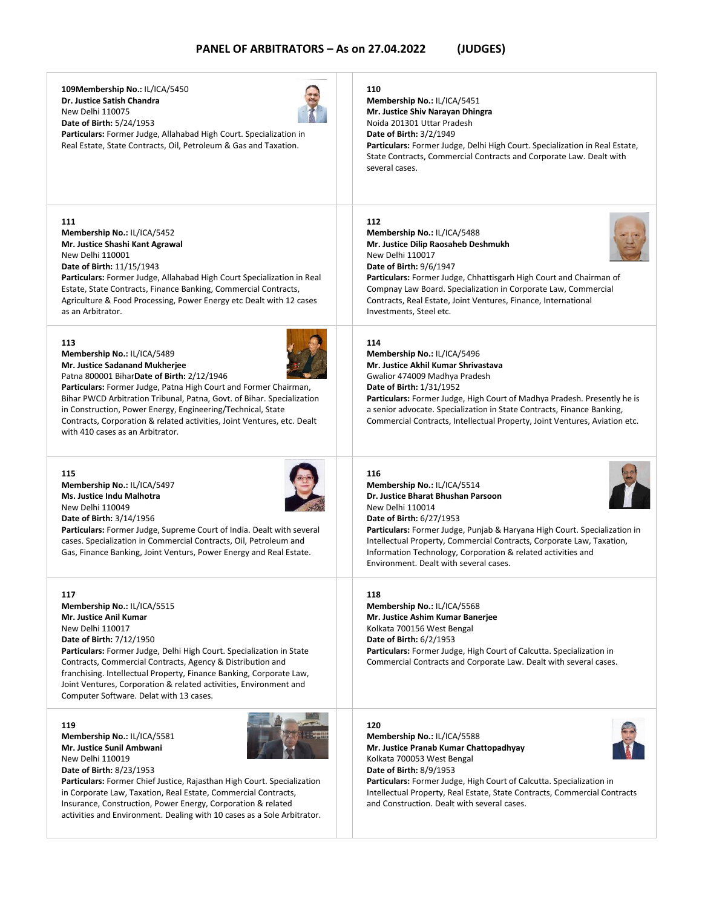# PANEL OF ARBITRATORS – As on 27.04.2022 (JUDGES)

**109** **Membership No.:** IL/ICA/5450
**Dr. Justice Satish Chandra**
New Delhi 110075
**Date of Birth:** 5/24/1953
**Particulars:** Former Judge, Allahabad High Court. Specialization in Real Estate, State Contracts, Oil, Petroleum & Gas and Taxation.

**110**
**Membership No.:** IL/ICA/5451
**Mr. Justice Shiv Narayan Dhingra**
Noida 201301 Uttar Pradesh
**Date of Birth:** 3/2/1949
**Particulars:** Former Judge, Delhi High Court. Specialization in Real Estate, State Contracts, Commercial Contracts and Corporate Law. Dealt with several cases.

**111**
**Membership No.:** IL/ICA/5452
**Mr. Justice Shashi Kant Agrawal**
New Delhi 110001
**Date of Birth:** 11/15/1943
**Particulars:** Former Judge, Allahabad High Court Specialization in Real Estate, State Contracts, Finance Banking, Commercial Contracts, Agriculture & Food Processing, Power Energy etc Dealt with 12 cases as an Arbitrator.

**112**
**Membership No.:** IL/ICA/5488
**Mr. Justice Dilip Raosaheb Deshmukh**
New Delhi 110017
**Date of Birth:** 9/6/1947
**Particulars:** Former Judge, Chhattisgarh High Court and Chairman of Compnay Law Board. Specialization in Corporate Law, Commercial Contracts, Real Estate, Joint Ventures, Finance, International Investments, Steel etc.

**113**
**Membership No.:** IL/ICA/5489
**Mr. Justice Sadanand Mukherjee**
Patna 800001 Bihar**Date of Birth:** 2/12/1946
**Particulars:** Former Judge, Patna High Court and Former Chairman, Bihar PWCD Arbitration Tribunal, Patna, Govt. of Bihar. Specialization in Construction, Power Energy, Engineering/Technical, State Contracts, Corporation & related activities, Joint Ventures, etc. Dealt with 410 cases as an Arbitrator.

**114**
**Membership No.:** IL/ICA/5496
**Mr. Justice Akhil Kumar Shrivastava**
Gwalior 474009 Madhya Pradesh
**Date of Birth:** 1/31/1952
**Particulars:** Former Judge, High Court of Madhya Pradesh. Presently he is a senior advocate. Specialization in State Contracts, Finance Banking, Commercial Contracts, Intellectual Property, Joint Ventures, Aviation etc.

**115**
**Membership No.:** IL/ICA/5497
**Ms. Justice Indu Malhotra**
New Delhi 110049
**Date of Birth:** 3/14/1956
**Particulars:** Former Judge, Supreme Court of India. Dealt with several cases. Specialization in Commercial Contracts, Oil, Petroleum and Gas, Finance Banking, Joint Venturs, Power Energy and Real Estate.

**116**
**Membership No.:** IL/ICA/5514
**Dr. Justice Bharat Bhushan Parsoon**
New Delhi 110014
**Date of Birth:** 6/27/1953
**Particulars:** Former Judge, Punjab & Haryana High Court. Specialization in Intellectual Property, Commercial Contracts, Corporate Law, Taxation, Information Technology, Corporation & related activities and Environment. Dealt with several cases.

**117**
**Membership No.:** IL/ICA/5515
**Mr. Justice Anil Kumar**
New Delhi 110017
**Date of Birth:** 7/12/1950
**Particulars:** Former Judge, Delhi High Court. Specialization in State Contracts, Commercial Contracts, Agency & Distribution and franchising. Intellectual Property, Finance Banking, Corporate Law, Joint Ventures, Corporation & related activities, Environment and Computer Software. Delat with 13 cases.

**118**
**Membership No.:** IL/ICA/5568
**Mr. Justice Ashim Kumar Banerjee**
Kolkata 700156 West Bengal
**Date of Birth:** 6/2/1953
**Particulars:** Former Judge, High Court of Calcutta. Specialization in Commercial Contracts and Corporate Law. Dealt with several cases.

**119**
**Membership No.:** IL/ICA/5581
**Mr. Justice Sunil Ambwani**
New Delhi 110019
**Date of Birth:** 8/23/1953
**Particulars:** Former Chief Justice, Rajasthan High Court. Specialization in Corporate Law, Taxation, Real Estate, Commercial Contracts, Insurance, Construction, Power Energy, Corporation & related activities and Environment. Dealing with 10 cases as a Sole Arbitrator.

**120**
**Membership No.:** IL/ICA/5588
**Mr. Justice Pranab Kumar Chattopadhyay**
Kolkata 700053 West Bengal
**Date of Birth:** 8/9/1953
**Particulars:** Former Judge, High Court of Calcutta. Specialization in Intellectual Property, Real Estate, State Contracts, Commercial Contracts and Construction. Dealt with several cases.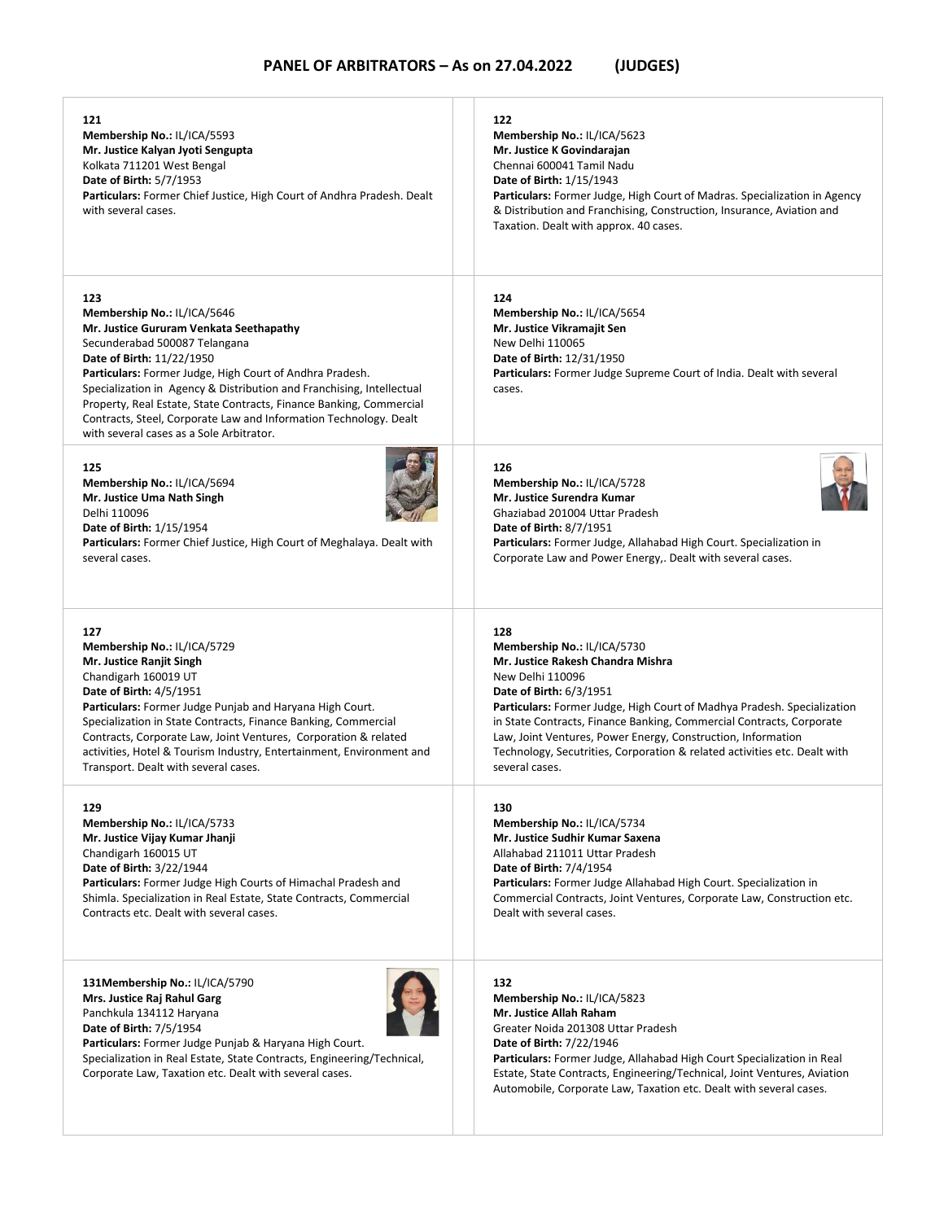# PANEL OF ARBITRATORS – As on 27.04.2022 (JUDGES)

**121**
**Membership No.:** IL/ICA/5593
**Mr. Justice Kalyan Jyoti Sengupta**
Kolkata 711201 West Bengal
**Date of Birth:** 5/7/1953
**Particulars:** Former Chief Justice, High Court of Andhra Pradesh. Dealt with several cases.

**122**
**Membership No.:** IL/ICA/5623
**Mr. Justice K Govindarajan**
Chennai 600041 Tamil Nadu
**Date of Birth:** 1/15/1943
**Particulars:** Former Judge, High Court of Madras. Specialization in Agency & Distribution and Franchising, Construction, Insurance, Aviation and Taxation. Dealt with approx. 40 cases.

**123**
**Membership No.:** IL/ICA/5646
**Mr. Justice Gururam Venkata Seethapathy**
Secunderabad 500087 Telangana
**Date of Birth:** 11/22/1950
**Particulars:** Former Judge, High Court of Andhra Pradesh. Specialization in Agency & Distribution and Franchising, Intellectual Property, Real Estate, State Contracts, Finance Banking, Commercial Contracts, Steel, Corporate Law and Information Technology. Dealt with several cases as a Sole Arbitrator.

**124**
**Membership No.:** IL/ICA/5654
**Mr. Justice Vikramajit Sen**
New Delhi 110065
**Date of Birth:** 12/31/1950
**Particulars:** Former Judge Supreme Court of India. Dealt with several cases.

**125**
**Membership No.:** IL/ICA/5694
**Mr. Justice Uma Nath Singh**
Delhi 110096
**Date of Birth:** 1/15/1954
**Particulars:** Former Chief Justice, High Court of Meghalaya. Dealt with several cases.

**126**
**Membership No.:** IL/ICA/5728
**Mr. Justice Surendra Kumar**
Ghaziabad 201004 Uttar Pradesh
**Date of Birth:** 8/7/1951
**Particulars:** Former Judge, Allahabad High Court. Specialization in Corporate Law and Power Energy,. Dealt with several cases.

**127**
**Membership No.:** IL/ICA/5729
**Mr. Justice Ranjit Singh**
Chandigarh 160019 UT
**Date of Birth:** 4/5/1951
**Particulars:** Former Judge Punjab and Haryana High Court. Specialization in State Contracts, Finance Banking, Commercial Contracts, Corporate Law, Joint Ventures, Corporation & related activities, Hotel & Tourism Industry, Entertainment, Environment and Transport. Dealt with several cases.

**128**
**Membership No.:** IL/ICA/5730
**Mr. Justice Rakesh Chandra Mishra**
New Delhi 110096
**Date of Birth:** 6/3/1951
**Particulars:** Former Judge, High Court of Madhya Pradesh. Specialization in State Contracts, Finance Banking, Commercial Contracts, Corporate Law, Joint Ventures, Power Energy, Construction, Information Technology, Secutrities, Corporation & related activities etc. Dealt with several cases.

**129**
**Membership No.:** IL/ICA/5733
**Mr. Justice Vijay Kumar Jhanji**
Chandigarh 160015 UT
**Date of Birth:** 3/22/1944
**Particulars:** Former Judge High Courts of Himachal Pradesh and Shimla. Specialization in Real Estate, State Contracts, Commercial Contracts etc. Dealt with several cases.

**130**
**Membership No.:** IL/ICA/5734
**Mr. Justice Sudhir Kumar Saxena**
Allahabad 211011 Uttar Pradesh
**Date of Birth:** 7/4/1954
**Particulars:** Former Judge Allahabad High Court. Specialization in Commercial Contracts, Joint Ventures, Corporate Law, Construction etc. Dealt with several cases.

**131Membership No.:** IL/ICA/5790
**Mrs. Justice Raj Rahul Garg**
Panchkula 134112 Haryana
**Date of Birth:** 7/5/1954
**Particulars:** Former Judge Punjab & Haryana High Court. Specialization in Real Estate, State Contracts, Engineering/Technical, Corporate Law, Taxation etc. Dealt with several cases.

**132**
**Membership No.:** IL/ICA/5823
**Mr. Justice Allah Raham**
Greater Noida 201308 Uttar Pradesh
**Date of Birth:** 7/22/1946
**Particulars:** Former Judge, Allahabad High Court Specialization in Real Estate, State Contracts, Engineering/Technical, Joint Ventures, Aviation Automobile, Corporate Law, Taxation etc. Dealt with several cases.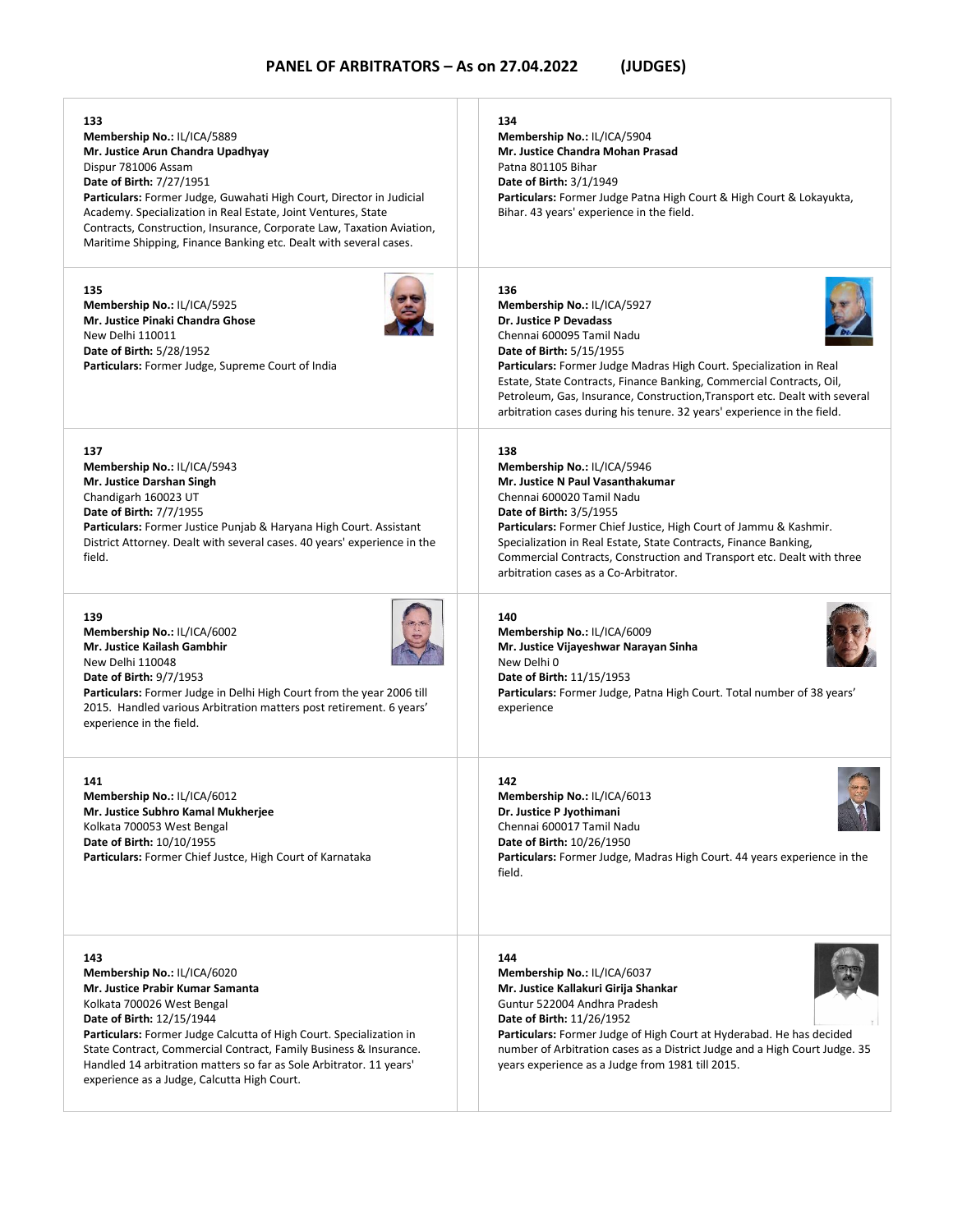# PANEL OF ARBITRATORS – As on 27.04.2022 (JUDGES)

**133**
**Membership No.:** IL/ICA/5889
**Mr. Justice Arun Chandra Upadhyay**
Dispur 781006 Assam
**Date of Birth:** 7/27/1951
**Particulars:** Former Judge, Guwahati High Court, Director in Judicial Academy. Specialization in Real Estate, Joint Ventures, State Contracts, Construction, Insurance, Corporate Law, Taxation Aviation, Maritime Shipping, Finance Banking etc. Dealt with several cases.

**134**
**Membership No.:** IL/ICA/5904
**Mr. Justice Chandra Mohan Prasad**
Patna 801105 Bihar
**Date of Birth:** 3/1/1949
**Particulars:** Former Judge Patna High Court & High Court & Lokayukta, Bihar. 43 years' experience in the field.

**135**
**Membership No.:** IL/ICA/5925
**Mr. Justice Pinaki Chandra Ghose**
New Delhi 110011
**Date of Birth:** 5/28/1952
**Particulars:** Former Judge, Supreme Court of India

**136**
**Membership No.:** IL/ICA/5927
**Dr. Justice P Devadass**
Chennai 600095 Tamil Nadu
**Date of Birth:** 5/15/1955
**Particulars:** Former Judge Madras High Court. Specialization in Real Estate, State Contracts, Finance Banking, Commercial Contracts, Oil, Petroleum, Gas, Insurance, Construction,Transport etc. Dealt with several arbitration cases during his tenure. 32 years' experience in the field.

**137**
**Membership No.:** IL/ICA/5943
**Mr. Justice Darshan Singh**
Chandigarh 160023 UT
**Date of Birth:** 7/7/1955
**Particulars:** Former Justice Punjab & Haryana High Court. Assistant District Attorney. Dealt with several cases. 40 years' experience in the field.

**138**
**Membership No.:** IL/ICA/5946
**Mr. Justice N Paul Vasanthakumar**
Chennai 600020 Tamil Nadu
**Date of Birth:** 3/5/1955
**Particulars:** Former Chief Justice, High Court of Jammu & Kashmir. Specialization in Real Estate, State Contracts, Finance Banking, Commercial Contracts, Construction and Transport etc. Dealt with three arbitration cases as a Co-Arbitrator.

**139**
**Membership No.:** IL/ICA/6002
**Mr. Justice Kailash Gambhir**
New Delhi 110048
**Date of Birth:** 9/7/1953
**Particulars:** Former Judge in Delhi High Court from the year 2006 till 2015. Handled various Arbitration matters post retirement. 6 years' experience in the field.

**140**
**Membership No.:** IL/ICA/6009
**Mr. Justice Vijayeshwar Narayan Sinha**
New Delhi 0
**Date of Birth:** 11/15/1953
**Particulars:** Former Judge, Patna High Court. Total number of 38 years' experience

**141**
**Membership No.:** IL/ICA/6012
**Mr. Justice Subhro Kamal Mukherjee**
Kolkata 700053 West Bengal
**Date of Birth:** 10/10/1955
**Particulars:** Former Chief Justce, High Court of Karnataka

**142**
**Membership No.:** IL/ICA/6013
**Dr. Justice P Jyothimani**
Chennai 600017 Tamil Nadu
**Date of Birth:** 10/26/1950
**Particulars:** Former Judge, Madras High Court. 44 years experience in the field.

**143**
**Membership No.:** IL/ICA/6020
**Mr. Justice Prabir Kumar Samanta**
Kolkata 700026 West Bengal
**Date of Birth:** 12/15/1944
**Particulars:** Former Judge Calcutta of High Court. Specialization in State Contract, Commercial Contract, Family Business & Insurance. Handled 14 arbitration matters so far as Sole Arbitrator. 11 years' experience as a Judge, Calcutta High Court.

**144**
**Membership No.:** IL/ICA/6037
**Mr. Justice Kallakuri Girija Shankar**
Guntur 522004 Andhra Pradesh
**Date of Birth:** 11/26/1952
**Particulars:** Former Judge of High Court at Hyderabad. He has decided number of Arbitration cases as a District Judge and a High Court Judge. 35 years experience as a Judge from 1981 till 2015.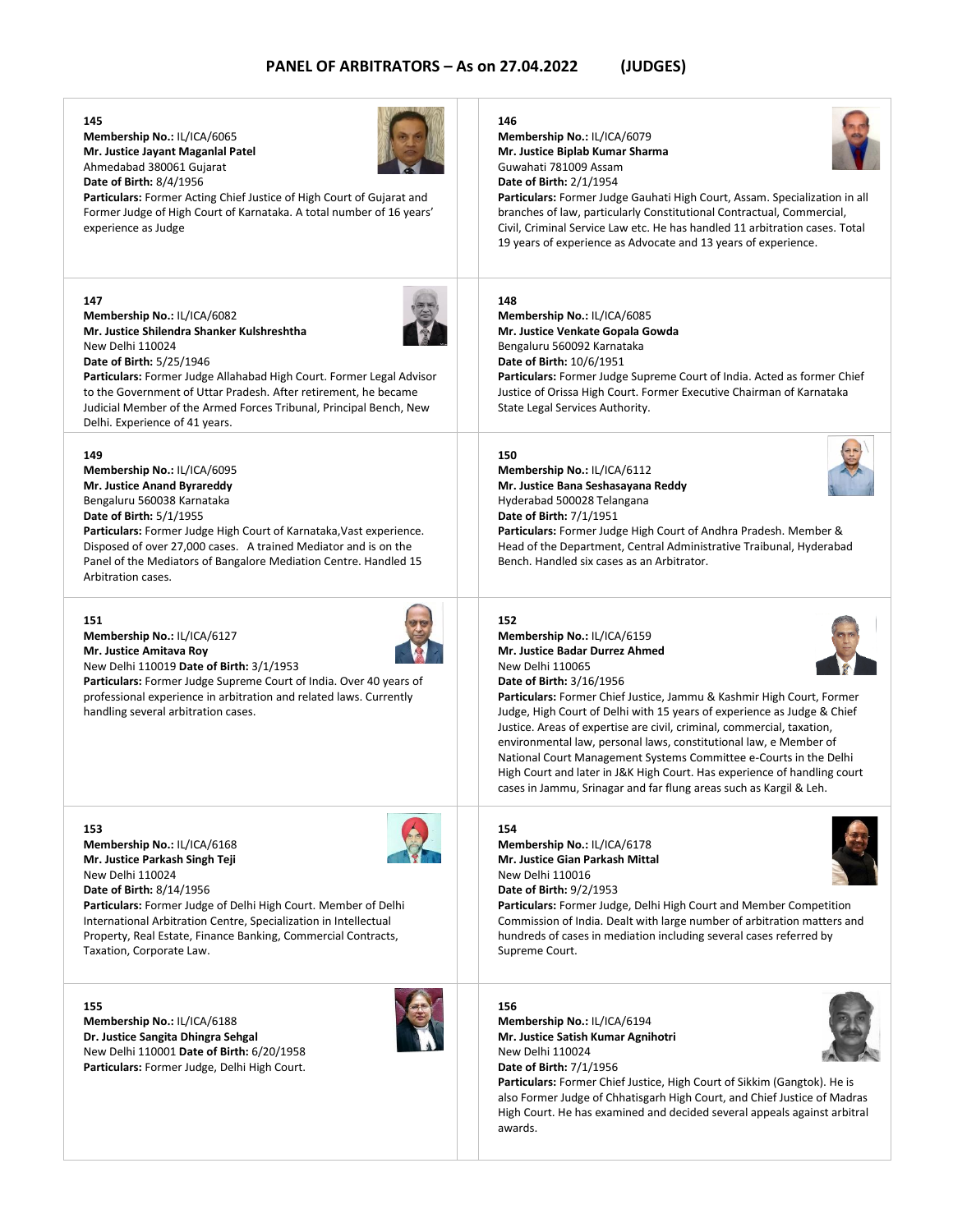# PANEL OF ARBITRATORS – As on 27.04.2022 (JUDGES)

**145**
**Membership No.:** IL/ICA/6065
**Mr. Justice Jayant Maganlal Patel**
Ahmedabad 380061 Gujarat
**Date of Birth:** 8/4/1956
**Particulars:** Former Acting Chief Justice of High Court of Gujarat and Former Judge of High Court of Karnataka. A total number of 16 years' experience as Judge

**146**
**Membership No.:** IL/ICA/6079
**Mr. Justice Biplab Kumar Sharma**
Guwahati 781009 Assam
**Date of Birth:** 2/1/1954
**Particulars:** Former Judge Gauhati High Court, Assam. Specialization in all branches of law, particularly Constitutional Contractual, Commercial, Civil, Criminal Service Law etc. He has handled 11 arbitration cases. Total 19 years of experience as Advocate and 13 years of experience.

**147**
**Membership No.:** IL/ICA/6082
**Mr. Justice Shilendra Shanker Kulshreshtha**
New Delhi 110024
**Date of Birth:** 5/25/1946
**Particulars:** Former Judge Allahabad High Court. Former Legal Advisor to the Government of Uttar Pradesh. After retirement, he became Judicial Member of the Armed Forces Tribunal, Principal Bench, New Delhi. Experience of 41 years.

**148**
**Membership No.:** IL/ICA/6085
**Mr. Justice Venkate Gopala Gowda**
Bengaluru 560092 Karnataka
**Date of Birth:** 10/6/1951
**Particulars:** Former Judge Supreme Court of India. Acted as former Chief Justice of Orissa High Court. Former Executive Chairman of Karnataka State Legal Services Authority.

**149**
**Membership No.:** IL/ICA/6095
**Mr. Justice Anand Byrareddy**
Bengaluru 560038 Karnataka
**Date of Birth:** 5/1/1955
**Particulars:** Former Judge High Court of Karnataka,Vast experience. Disposed of over 27,000 cases. A trained Mediator and is on the Panel of the Mediators of Bangalore Mediation Centre. Handled 15 Arbitration cases.

**150**
**Membership No.:** IL/ICA/6112
**Mr. Justice Bana Seshasayana Reddy**
Hyderabad 500028 Telangana
**Date of Birth:** 7/1/1951
**Particulars:** Former Judge High Court of Andhra Pradesh. Member & Head of the Department, Central Administrative Traibunal, Hyderabad Bench. Handled six cases as an Arbitrator.

**151**
**Membership No.:** IL/ICA/6127
**Mr. Justice Amitava Roy**
New Delhi 110019 **Date of Birth:** 3/1/1953
**Particulars:** Former Judge Supreme Court of India. Over 40 years of professional experience in arbitration and related laws. Currently handling several arbitration cases.

**152**
**Membership No.:** IL/ICA/6159
**Mr. Justice Badar Durrez Ahmed**
New Delhi 110065
**Date of Birth:** 3/16/1956
**Particulars:** Former Chief Justice, Jammu & Kashmir High Court, Former Judge, High Court of Delhi with 15 years of experience as Judge & Chief Justice. Areas of expertise are civil, criminal, commercial, taxation, environmental law, personal laws, constitutional law, e Member of National Court Management Systems Committee e-Courts in the Delhi High Court and later in J&K High Court. Has experience of handling court cases in Jammu, Srinagar and far flung areas such as Kargil & Leh.

**153**
**Membership No.:** IL/ICA/6168
**Mr. Justice Parkash Singh Teji**
New Delhi 110024
**Date of Birth:** 8/14/1956
**Particulars:** Former Judge of Delhi High Court. Member of Delhi International Arbitration Centre, Specialization in Intellectual Property, Real Estate, Finance Banking, Commercial Contracts, Taxation, Corporate Law.

**154**
**Membership No.:** IL/ICA/6178
**Mr. Justice Gian Parkash Mittal**
New Delhi 110016
**Date of Birth:** 9/2/1953
**Particulars:** Former Judge, Delhi High Court and Member Competition Commission of India. Dealt with large number of arbitration matters and hundreds of cases in mediation including several cases referred by Supreme Court.

**155**
**Membership No.:** IL/ICA/6188
**Dr. Justice Sangita Dhingra Sehgal**
New Delhi 110001 **Date of Birth:** 6/20/1958
**Particulars:** Former Judge, Delhi High Court.

**156**
**Membership No.:** IL/ICA/6194
**Mr. Justice Satish Kumar Agnihotri**
New Delhi 110024
**Date of Birth:** 7/1/1956
**Particulars:** Former Chief Justice, High Court of Sikkim (Gangtok). He is also Former Judge of Chhatisgarh High Court, and Chief Justice of Madras High Court. He has examined and decided several appeals against arbitral awards.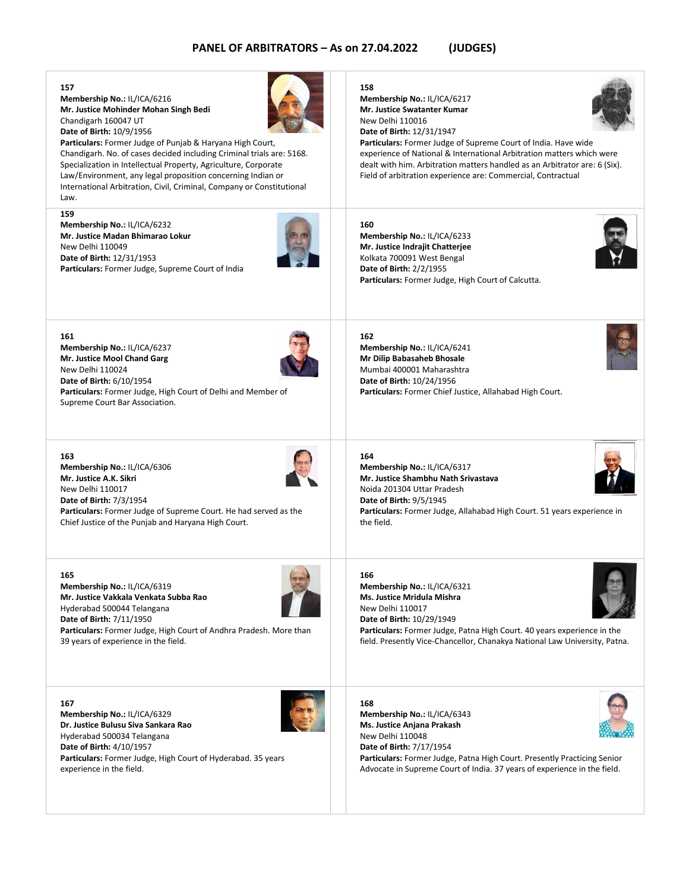# PANEL OF ARBITRATORS – As on 27.04.2022 (JUDGES)

**157**
**Membership No.:** IL/ICA/6216
**Mr. Justice Mohinder Mohan Singh Bedi**
Chandigarh 160047 UT
**Date of Birth:** 10/9/1956
**Particulars:** Former Judge of Punjab & Haryana High Court, Chandigarh. No. of cases decided including Criminal trials are: 5168. Specialization in Intellectual Property, Agriculture, Corporate Law/Environment, any legal proposition concerning Indian or International Arbitration, Civil, Criminal, Company or Constitutional Law.

**158**
**Membership No.:** IL/ICA/6217
**Mr. Justice Swatanter Kumar**
New Delhi 110016
**Date of Birth:** 12/31/1947
**Particulars:** Former Judge of Supreme Court of India. Have wide experience of National & International Arbitration matters which were dealt with him. Arbitration matters handled as an Arbitrator are: 6 (Six). Field of arbitration experience are: Commercial, Contractual

**159**
**Membership No.:** IL/ICA/6232
**Mr. Justice Madan Bhimarao Lokur**
New Delhi 110049
**Date of Birth:** 12/31/1953
**Particulars:** Former Judge, Supreme Court of India

**160**
**Membership No.:** IL/ICA/6233
**Mr. Justice Indrajit Chatterjee**
Kolkata 700091 West Bengal
**Date of Birth:** 2/2/1955
**Particulars:** Former Judge, High Court of Calcutta.

**161**
**Membership No.:** IL/ICA/6237
**Mr. Justice Mool Chand Garg**
New Delhi 110024
**Date of Birth:** 6/10/1954
**Particulars:** Former Judge, High Court of Delhi and Member of Supreme Court Bar Association.

**162**
**Membership No.:** IL/ICA/6241
**Mr Dilip Babasaheb Bhosale**
Mumbai 400001 Maharashtra
**Date of Birth:** 10/24/1956
**Particulars:** Former Chief Justice, Allahabad High Court.

**163**
**Membership No.:** IL/ICA/6306
**Mr. Justice A.K. Sikri**
New Delhi 110017
**Date of Birth:** 7/3/1954
**Particulars:** Former Judge of Supreme Court. He had served as the Chief Justice of the Punjab and Haryana High Court.

**164**
**Membership No.:** IL/ICA/6317
**Mr. Justice Shambhu Nath Srivastava**
Noida 201304 Uttar Pradesh
**Date of Birth:** 9/5/1945
**Particulars:** Former Judge, Allahabad High Court. 51 years experience in the field.

**165**
**Membership No.:** IL/ICA/6319
**Mr. Justice Vakkala Venkata Subba Rao**
Hyderabad 500044 Telangana
**Date of Birth:** 7/11/1950
**Particulars:** Former Judge, High Court of Andhra Pradesh. More than 39 years of experience in the field.

**166**
**Membership No.:** IL/ICA/6321
**Ms. Justice Mridula Mishra**
New Delhi 110017
**Date of Birth:** 10/29/1949
**Particulars:** Former Judge, Patna High Court. 40 years experience in the field. Presently Vice-Chancellor, Chanakya National Law University, Patna.

**167**
**Membership No.:** IL/ICA/6329
**Dr. Justice Bulusu Siva Sankara Rao**
Hyderabad 500034 Telangana
**Date of Birth:** 4/10/1957
**Particulars:** Former Judge, High Court of Hyderabad. 35 years experience in the field.

**168**
**Membership No.:** IL/ICA/6343
**Ms. Justice Anjana Prakash**
New Delhi 110048
**Date of Birth:** 7/17/1954
**Particulars:** Former Judge, Patna High Court. Presently Practicing Senior Advocate in Supreme Court of India. 37 years of experience in the field.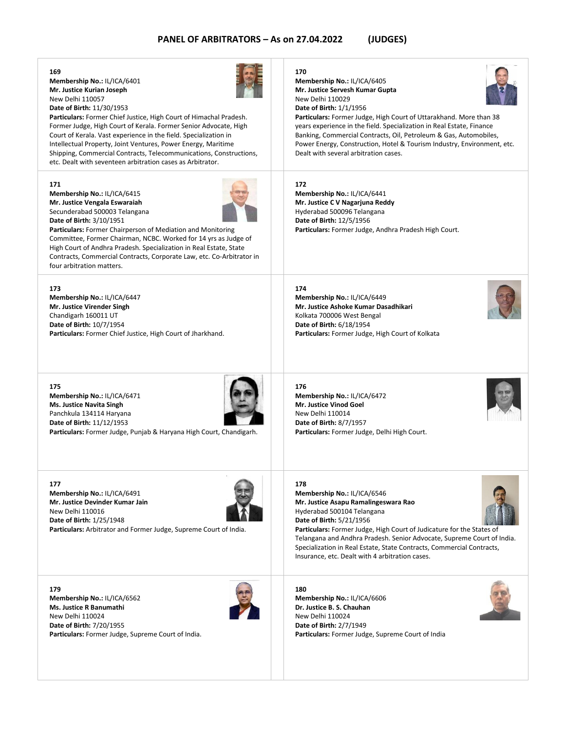# PANEL OF ARBITRATORS – As on 27.04.2022 (JUDGES)

**169**
**Membership No.:** IL/ICA/6401
**Mr. Justice Kurian Joseph**
New Delhi 110057
**Date of Birth:** 11/30/1953
**Particulars:** Former Chief Justice, High Court of Himachal Pradesh. Former Judge, High Court of Kerala. Former Senior Advocate, High Court of Kerala. Vast experience in the field. Specialization in Intellectual Property, Joint Ventures, Power Energy, Maritime Shipping, Commercial Contracts, Telecommunications, Constructions, etc. Dealt with seventeen arbitration cases as Arbitrator.

**170**
**Membership No.:** IL/ICA/6405
**Mr. Justice Servesh Kumar Gupta**
New Delhi 110029
**Date of Birth:** 1/1/1956
**Particulars:** Former Judge, High Court of Uttarakhand. More than 38 years experience in the field. Specialization in Real Estate, Finance Banking, Commercial Contracts, Oil, Petroleum & Gas, Automobiles, Power Energy, Construction, Hotel & Tourism Industry, Environment, etc. Dealt with several arbitration cases.

**171**
**Membership No.:** IL/ICA/6415
**Mr. Justice Vengala Eswaraiah**
Secunderabad 500003 Telangana
**Date of Birth:** 3/10/1951
**Particulars:** Former Chairperson of Mediation and Monitoring Committee, Former Chairman, NCBC. Worked for 14 yrs as Judge of High Court of Andhra Pradesh. Specialization in Real Estate, State Contracts, Commercial Contracts, Corporate Law, etc. Co-Arbitrator in four arbitration matters.

**172**
**Membership No.:** IL/ICA/6441
**Mr. Justice C V Nagarjuna Reddy**
Hyderabad 500096 Telangana
**Date of Birth:** 12/5/1956
**Particulars:** Former Judge, Andhra Pradesh High Court.

**173**
**Membership No.:** IL/ICA/6447
**Mr. Justice Virender Singh**
Chandigarh 160011 UT
**Date of Birth:** 10/7/1954
**Particulars:** Former Chief Justice, High Court of Jharkhand.

**174**
**Membership No.:** IL/ICA/6449
**Mr. Justice Ashoke Kumar Dasadhikari**
Kolkata 700006 West Bengal
**Date of Birth:** 6/18/1954
**Particulars:** Former Judge, High Court of Kolkata

**175**
**Membership No.:** IL/ICA/6471
**Ms. Justice Navita Singh**
Panchkula 134114 Haryana
**Date of Birth:** 11/12/1953
**Particulars:** Former Judge, Punjab & Haryana High Court, Chandigarh.

**176**
**Membership No.:** IL/ICA/6472
**Mr. Justice Vinod Goel**
New Delhi 110014
**Date of Birth:** 8/7/1957
**Particulars:** Former Judge, Delhi High Court.

**177**
**Membership No.:** IL/ICA/6491
**Mr. Justice Devinder Kumar Jain**
New Delhi 110016
**Date of Birth:** 1/25/1948
**Particulars:** Arbitrator and Former Judge, Supreme Court of India.

**178**
**Membership No.:** IL/ICA/6546
**Mr. Justice Asapu Ramalingeswara Rao**
Hyderabad 500104 Telangana
**Date of Birth:** 5/21/1956
**Particulars:** Former Judge, High Court of Judicature for the States of Telangana and Andhra Pradesh. Senior Advocate, Supreme Court of India. Specialization in Real Estate, State Contracts, Commercial Contracts, Insurance, etc. Dealt with 4 arbitration cases.

**179**
**Membership No.:** IL/ICA/6562
**Ms. Justice R Banumathi**
New Delhi 110024
**Date of Birth:** 7/20/1955
**Particulars:** Former Judge, Supreme Court of India.

**180**
**Membership No.:** IL/ICA/6606
**Dr. Justice B. S. Chauhan**
New Delhi 110024
**Date of Birth:** 2/7/1949
**Particulars:** Former Judge, Supreme Court of India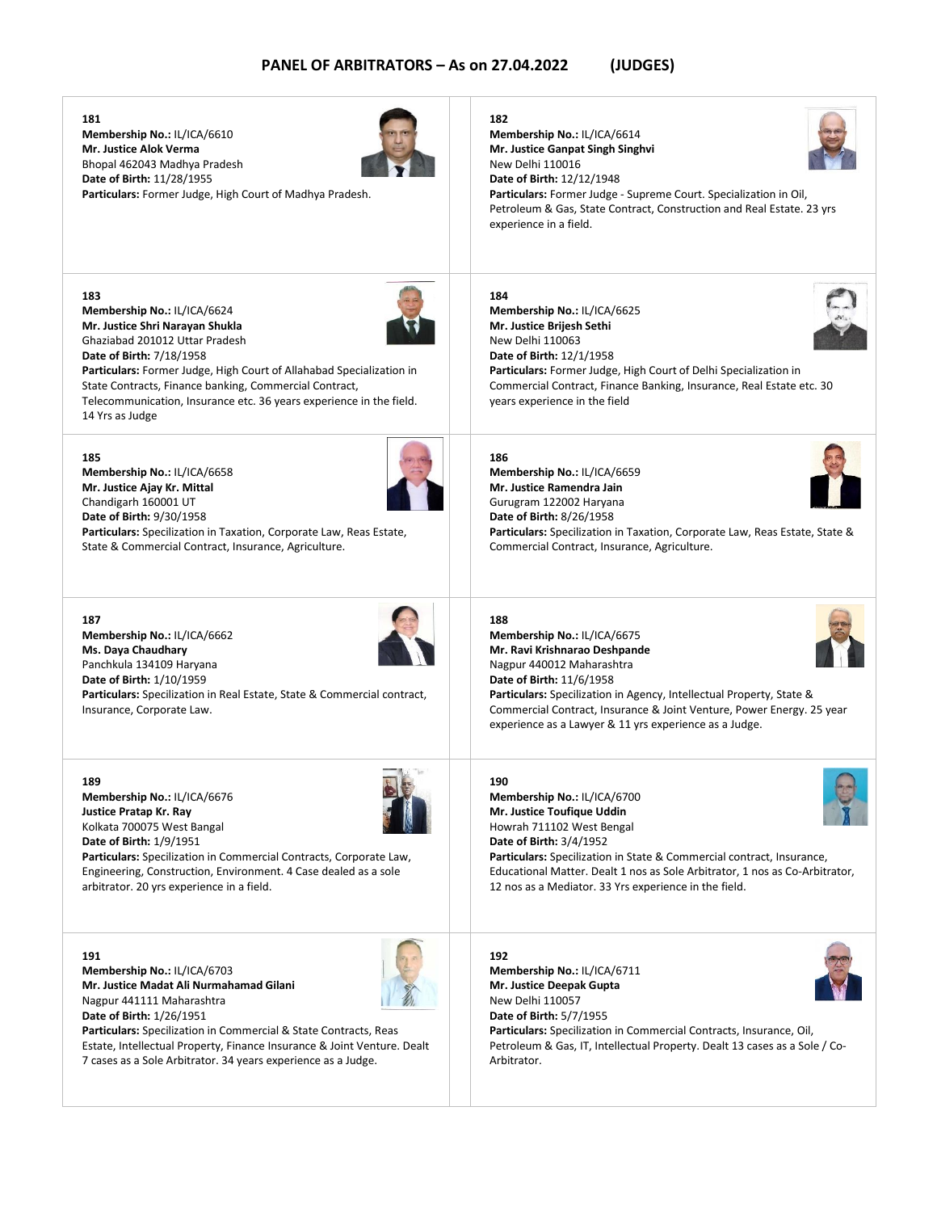## PANEL OF ARBITRATORS – As on 27.04.2022 (JUDGES)

**181**
**Membership No.:** IL/ICA/6610
**Mr. Justice Alok Verma**
Bhopal 462043 Madhya Pradesh
**Date of Birth:** 11/28/1955
**Particulars:** Former Judge, High Court of Madhya Pradesh.

**182**
**Membership No.:** IL/ICA/6614
**Mr. Justice Ganpat Singh Singhvi**
New Delhi 110016
**Date of Birth:** 12/12/1948
**Particulars:** Former Judge - Supreme Court. Specialization in Oil, Petroleum & Gas, State Contract, Construction and Real Estate. 23 yrs experience in a field.

**183**
**Membership No.:** IL/ICA/6624
**Mr. Justice Shri Narayan Shukla**
Ghaziabad 201012 Uttar Pradesh
**Date of Birth:** 7/18/1958
**Particulars:** Former Judge, High Court of Allahabad Specialization in State Contracts, Finance banking, Commercial Contract, Telecommunication, Insurance etc. 36 years experience in the field. 14 Yrs as Judge

**184**
**Membership No.:** IL/ICA/6625
**Mr. Justice Brijesh Sethi**
New Delhi 110063
**Date of Birth:** 12/1/1958
**Particulars:** Former Judge, High Court of Delhi Specialization in Commercial Contract, Finance Banking, Insurance, Real Estate etc. 30 years experience in the field

**185**
**Membership No.:** IL/ICA/6658
**Mr. Justice Ajay Kr. Mittal**
Chandigarh 160001 UT
**Date of Birth:** 9/30/1958
**Particulars:** Specilization in Taxation, Corporate Law, Reas Estate, State & Commercial Contract, Insurance, Agriculture.

**186**
**Membership No.:** IL/ICA/6659
**Mr. Justice Ramendra Jain**
Gurugram 122002 Haryana
**Date of Birth:** 8/26/1958
**Particulars:** Specilization in Taxation, Corporate Law, Reas Estate, State & Commercial Contract, Insurance, Agriculture.

**187**
**Membership No.:** IL/ICA/6662
**Ms. Daya Chaudhary**
Panchkula 134109 Haryana
**Date of Birth:** 1/10/1959
**Particulars:** Specilization in Real Estate, State & Commercial contract, Insurance, Corporate Law.

**188**
**Membership No.:** IL/ICA/6675
**Mr. Ravi Krishnarao Deshpande**
Nagpur 440012 Maharashtra
**Date of Birth:** 11/6/1958
**Particulars:** Specilization in Agency, Intellectual Property, State & Commercial Contract, Insurance & Joint Venture, Power Energy. 25 year experience as a Lawyer & 11 yrs experience as a Judge.

**189**
**Membership No.:** IL/ICA/6676
**Justice Pratap Kr. Ray**
Kolkata 700075 West Bangal
**Date of Birth:** 1/9/1951
**Particulars:** Specilization in Commercial Contracts, Corporate Law, Engineering, Construction, Environment. 4 Case dealed as a sole arbitrator. 20 yrs experience in a field.

**190**
**Membership No.:** IL/ICA/6700
**Mr. Justice Toufique Uddin**
Howrah 711102 West Bengal
**Date of Birth:** 3/4/1952
**Particulars:** Specilization in State & Commercial contract, Insurance, Educational Matter. Dealt 1 nos as Sole Arbitrator, 1 nos as Co-Arbitrator, 12 nos as a Mediator. 33 Yrs experience in the field.

**191**
**Membership No.:** IL/ICA/6703
**Mr. Justice Madat Ali Nurmahamad Gilani**
Nagpur 441111 Maharashtra
**Date of Birth:** 1/26/1951
**Particulars:** Specilization in Commercial & State Contracts, Reas Estate, Intellectual Property, Finance Insurance & Joint Venture. Dealt 7 cases as a Sole Arbitrator. 34 years experience as a Judge.

**192**
**Membership No.:** IL/ICA/6711
**Mr. Justice Deepak Gupta**
New Delhi 110057
**Date of Birth:** 5/7/1955
**Particulars:** Specilization in Commercial Contracts, Insurance, Oil, Petroleum & Gas, IT, Intellectual Property. Dealt 13 cases as a Sole / Co-Arbitrator.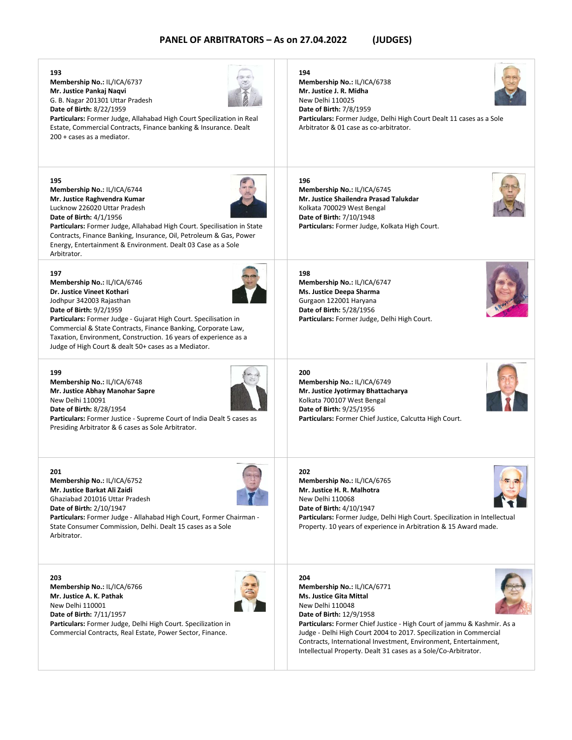# PANEL OF ARBITRATORS – As on 27.04.2022 (JUDGES)

**193**
**Membership No.:** IL/ICA/6737
**Mr. Justice Pankaj Naqvi**
G. B. Nagar 201301 Uttar Pradesh
**Date of Birth:** 8/22/1959
**Particulars:** Former Judge, Allahabad High Court Specilization in Real Estate, Commercial Contracts, Finance banking & Insurance. Dealt 200 + cases as a mediator.

**194**
**Membership No.:** IL/ICA/6738
**Mr. Justice J. R. Midha**
New Delhi 110025
**Date of Birth:** 7/8/1959
**Particulars:** Former Judge, Delhi High Court Dealt 11 cases as a Sole Arbitrator & 01 case as co-arbitrator.

**195**
**Membership No.:** IL/ICA/6744
**Mr. Justice Raghvendra Kumar**
Lucknow 226020 Uttar Pradesh
**Date of Birth:** 4/1/1956
**Particulars:** Former Judge, Allahabad High Court. Specilisation in State Contracts, Finance Banking, Insurance, Oil, Petroleum & Gas, Power Energy, Entertainment & Environment. Dealt 03 Case as a Sole Arbitrator.

**196**
**Membership No.:** IL/ICA/6745
**Mr. Justice Shailendra Prasad Talukdar**
Kolkata 700029 West Bengal
**Date of Birth:** 7/10/1948
**Particulars:** Former Judge, Kolkata High Court.

**197**
**Membership No.:** IL/ICA/6746
**Dr. Justice Vineet Kothari**
Jodhpur 342003 Rajasthan
**Date of Birth:** 9/2/1959
**Particulars:** Former Judge - Gujarat High Court. Specilisation in Commercial & State Contracts, Finance Banking, Corporate Law, Taxation, Environment, Construction. 16 years of experience as a Judge of High Court & dealt 50+ cases as a Mediator.

**198**
**Membership No.:** IL/ICA/6747
**Ms. Justice Deepa Sharma**
Gurgaon 122001 Haryana
**Date of Birth:** 5/28/1956
**Particulars:** Former Judge, Delhi High Court.

**199**
**Membership No.:** IL/ICA/6748
**Mr. Justice Abhay Manohar Sapre**
New Delhi 110091
**Date of Birth:** 8/28/1954
**Particulars:** Former Justice - Supreme Court of India Dealt 5 cases as Presiding Arbitrator & 6 cases as Sole Arbitrator.

**200**
**Membership No.:** IL/ICA/6749
**Mr. Justice Jyotirmay Bhattacharya**
Kolkata 700107 West Bengal
**Date of Birth:** 9/25/1956
**Particulars:** Former Chief Justice, Calcutta High Court.

**201**
**Membership No.:** IL/ICA/6752
**Mr. Justice Barkat Ali Zaidi**
Ghaziabad 201016 Uttar Pradesh
**Date of Birth:** 2/10/1947
**Particulars:** Former Judge - Allahabad High Court, Former Chairman - State Consumer Commission, Delhi. Dealt 15 cases as a Sole Arbitrator.

**202**
**Membership No.:** IL/ICA/6765
**Mr. Justice H. R. Malhotra**
New Delhi 110068
**Date of Birth:** 4/10/1947
**Particulars:** Former Judge, Delhi High Court. Specilization in Intellectual Property. 10 years of experience in Arbitration & 15 Award made.

**203**
**Membership No.:** IL/ICA/6766
**Mr. Justice A. K. Pathak**
New Delhi 110001
**Date of Birth:** 7/11/1957
**Particulars:** Former Judge, Delhi High Court. Specilization in Commercial Contracts, Real Estate, Power Sector, Finance.

**204**
**Membership No.:** IL/ICA/6771
**Ms. Justice Gita Mittal**
New Delhi 110048
**Date of Birth:** 12/9/1958
**Particulars:** Former Chief Justice - High Court of jammu & Kashmir. As a Judge - Delhi High Court 2004 to 2017. Specilization in Commercial Contracts, International Investment, Environment, Entertainment, Intellectual Property. Dealt 31 cases as a Sole/Co-Arbitrator.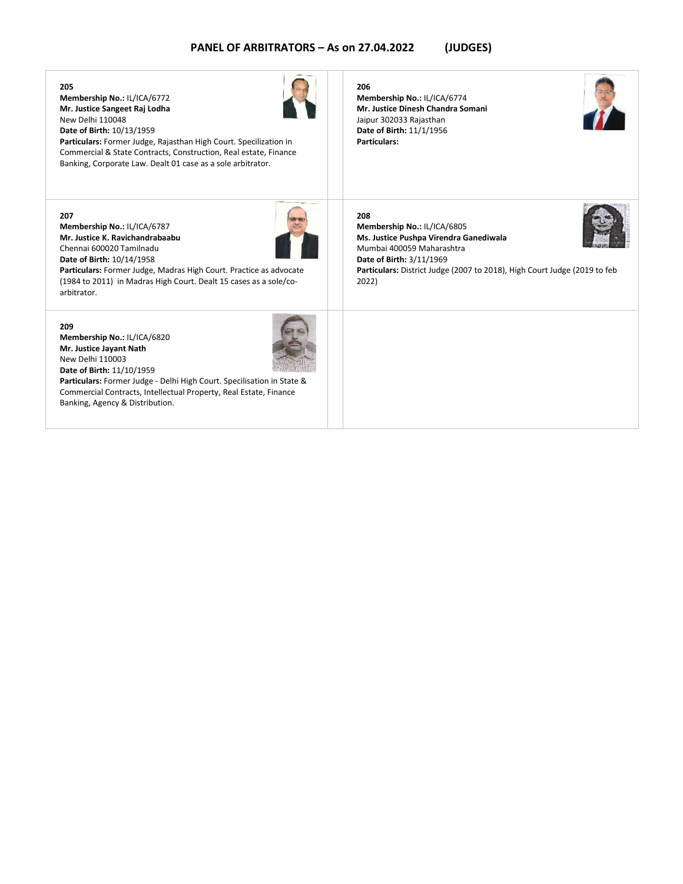# PANEL OF ARBITRATORS – As on 27.04.2022 (JUDGES)

**205**
**Membership No.:** IL/ICA/6772
**Mr. Justice Sangeet Raj Lodha**
New Delhi 110048
**Date of Birth:** 10/13/1959
**Particulars:** Former Judge, Rajasthan High Court. Specilization in Commercial & State Contracts, Construction, Real estate, Finance Banking, Corporate Law. Dealt 01 case as a sole arbitrator.

**206**
**Membership No.:** IL/ICA/6774
**Mr. Justice Dinesh Chandra Somani**
Jaipur 302033 Rajasthan
**Date of Birth:** 11/1/1956
**Particulars:**

**207**
**Membership No.:** IL/ICA/6787
**Mr. Justice K. Ravichandrabaabu**
Chennai 600020 Tamilnadu
**Date of Birth:** 10/14/1958
**Particulars:** Former Judge, Madras High Court. Practice as advocate (1984 to 2011) in Madras High Court. Dealt 15 cases as a sole/co-arbitrator.

**208**
**Membership No.:** IL/ICA/6805
**Ms. Justice Pushpa Virendra Ganediwala**
Mumbai 400059 Maharashtra
**Date of Birth:** 3/11/1969
**Particulars:** District Judge (2007 to 2018), High Court Judge (2019 to feb 2022)

**209**
**Membership No.:** IL/ICA/6820
**Mr. Justice Jayant Nath**
New Delhi 110003
**Date of Birth:** 11/10/1959
**Particulars:** Former Judge - Delhi High Court. Specilisation in State & Commercial Contracts, Intellectual Property, Real Estate, Finance Banking, Agency & Distribution.